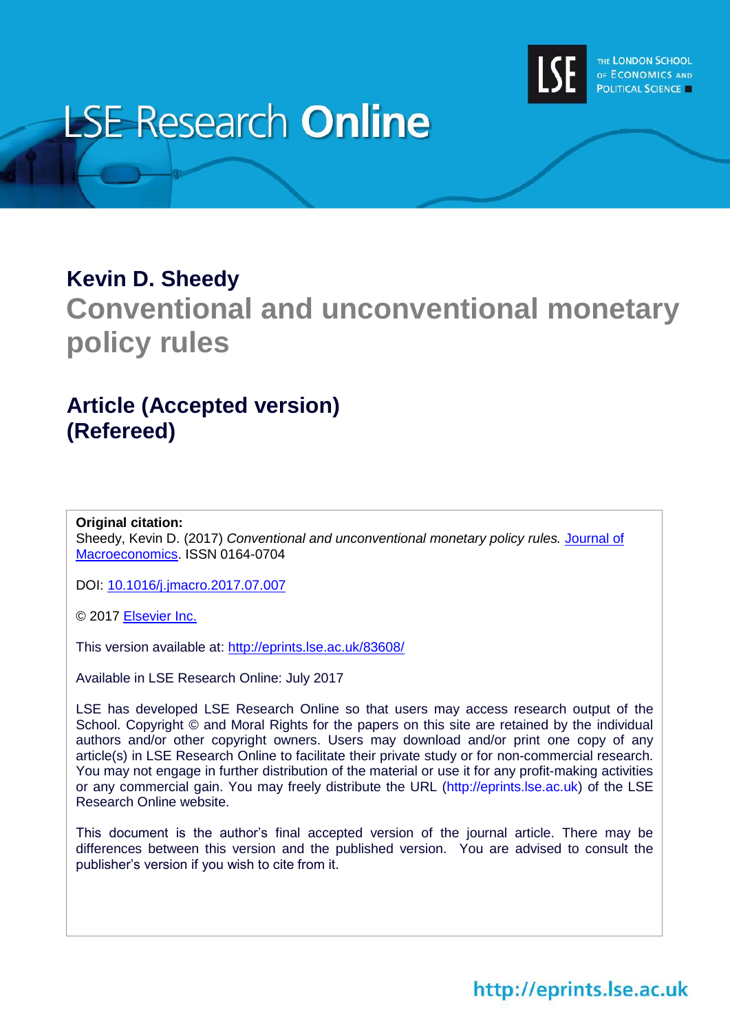LSE Research **Online**

THE LONDON SCHOOL OF ECONOMICS AND POLITICAL SCIENCE

**Kevin D. Sheedy**

# Conventional and unconventional monetary policy rules

## Article (Accepted version) (Refereed)

**Original citation:**
Sheedy, Kevin D. (2017) *Conventional and unconventional monetary policy rules.* Journal of Macroeconomics. ISSN 0164-0704

DOI: 10.1016/j.jmacro.2017.07.007

© 2017 Elsevier Inc.

This version available at: http://eprints.lse.ac.uk/83608/

Available in LSE Research Online: July 2017

LSE has developed LSE Research Online so that users may access research output of the School. Copyright © and Moral Rights for the papers on this site are retained by the individual authors and/or other copyright owners. Users may download and/or print one copy of any article(s) in LSE Research Online to facilitate their private study or for non-commercial research. You may not engage in further distribution of the material or use it for any profit-making activities or any commercial gain. You may freely distribute the URL (http://eprints.lse.ac.uk) of the LSE Research Online website.

This document is the author's final accepted version of the journal article. There may be differences between this version and the published version. You are advised to consult the publisher's version if you wish to cite from it.

http://eprints.lse.ac.uk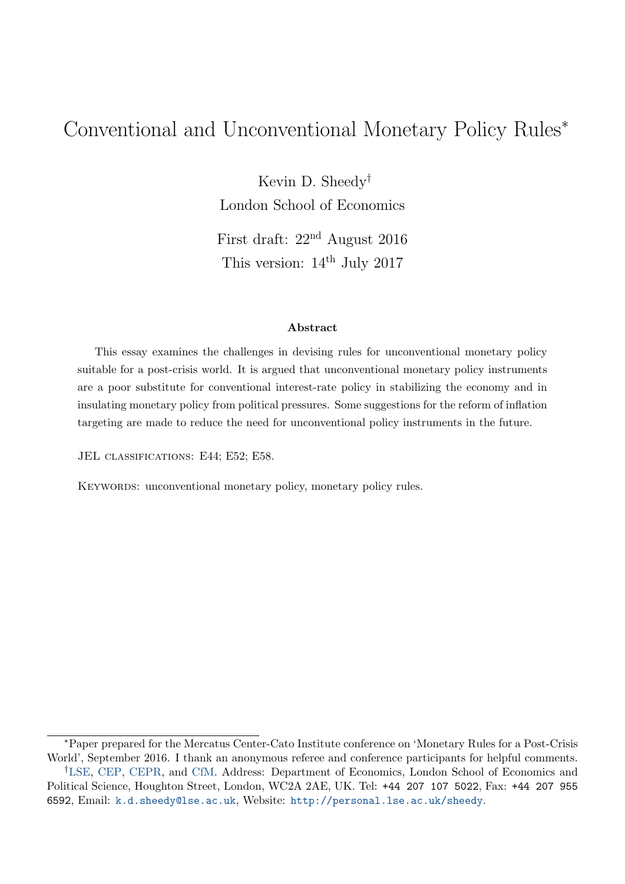# Conventional and Unconventional Monetary Policy Rules*

Kevin D. Sheedy†
London School of Economics

First draft: 22nd August 2016
This version: 14th July 2017

### Abstract

This essay examines the challenges in devising rules for unconventional monetary policy suitable for a post-crisis world. It is argued that unconventional monetary policy instruments are a poor substitute for conventional interest-rate policy in stabilizing the economy and in insulating monetary policy from political pressures. Some suggestions for the reform of inflation targeting are made to reduce the need for unconventional policy instruments in the future.

JEL CLASSIFICATIONS: E44; E52; E58.

KEYWORDS: unconventional monetary policy, monetary policy rules.

---

*Paper prepared for the Mercatus Center-Cato Institute conference on 'Monetary Rules for a Post-Crisis World', September 2016. I thank an anonymous referee and conference participants for helpful comments.

†LSE, CEP, CEPR, and CfM. Address: Department of Economics, London School of Economics and Political Science, Houghton Street, London, WC2A 2AE, UK. Tel: +44 207 107 5022, Fax: +44 207 955 6592, Email: k.d.sheedy@lse.ac.uk, Website: http://personal.lse.ac.uk/sheedy.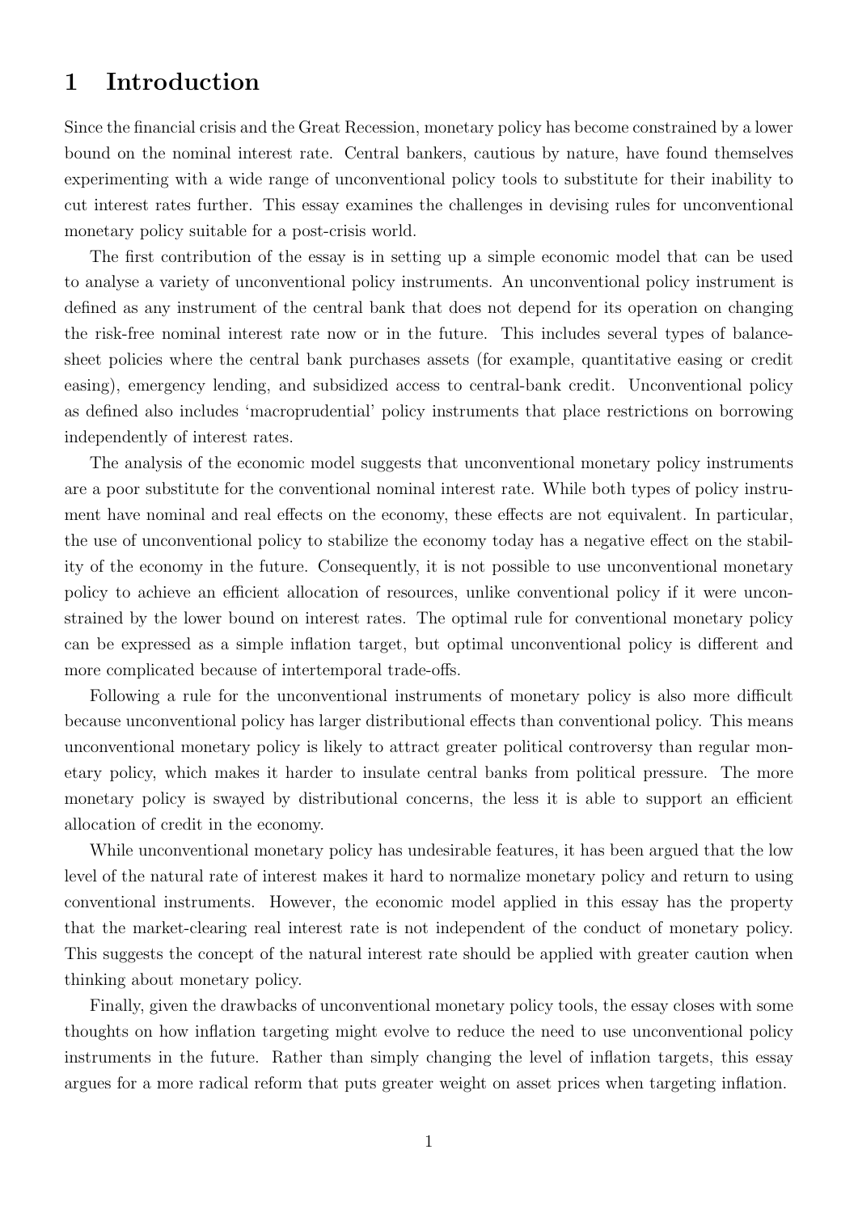# 1 Introduction

Since the financial crisis and the Great Recession, monetary policy has become constrained by a lower bound on the nominal interest rate. Central bankers, cautious by nature, have found themselves experimenting with a wide range of unconventional policy tools to substitute for their inability to cut interest rates further. This essay examines the challenges in devising rules for unconventional monetary policy suitable for a post-crisis world.

The first contribution of the essay is in setting up a simple economic model that can be used to analyse a variety of unconventional policy instruments. An unconventional policy instrument is defined as any instrument of the central bank that does not depend for its operation on changing the risk-free nominal interest rate now or in the future. This includes several types of balance-sheet policies where the central bank purchases assets (for example, quantitative easing or credit easing), emergency lending, and subsidized access to central-bank credit. Unconventional policy as defined also includes 'macroprudential' policy instruments that place restrictions on borrowing independently of interest rates.

The analysis of the economic model suggests that unconventional monetary policy instruments are a poor substitute for the conventional nominal interest rate. While both types of policy instrument have nominal and real effects on the economy, these effects are not equivalent. In particular, the use of unconventional policy to stabilize the economy today has a negative effect on the stability of the economy in the future. Consequently, it is not possible to use unconventional monetary policy to achieve an efficient allocation of resources, unlike conventional policy if it were unconstrained by the lower bound on interest rates. The optimal rule for conventional monetary policy can be expressed as a simple inflation target, but optimal unconventional policy is different and more complicated because of intertemporal trade-offs.

Following a rule for the unconventional instruments of monetary policy is also more difficult because unconventional policy has larger distributional effects than conventional policy. This means unconventional monetary policy is likely to attract greater political controversy than regular monetary policy, which makes it harder to insulate central banks from political pressure. The more monetary policy is swayed by distributional concerns, the less it is able to support an efficient allocation of credit in the economy.

While unconventional monetary policy has undesirable features, it has been argued that the low level of the natural rate of interest makes it hard to normalize monetary policy and return to using conventional instruments. However, the economic model applied in this essay has the property that the market-clearing real interest rate is not independent of the conduct of monetary policy. This suggests the concept of the natural interest rate should be applied with greater caution when thinking about monetary policy.

Finally, given the drawbacks of unconventional monetary policy tools, the essay closes with some thoughts on how inflation targeting might evolve to reduce the need to use unconventional policy instruments in the future. Rather than simply changing the level of inflation targets, this essay argues for a more radical reform that puts greater weight on asset prices when targeting inflation.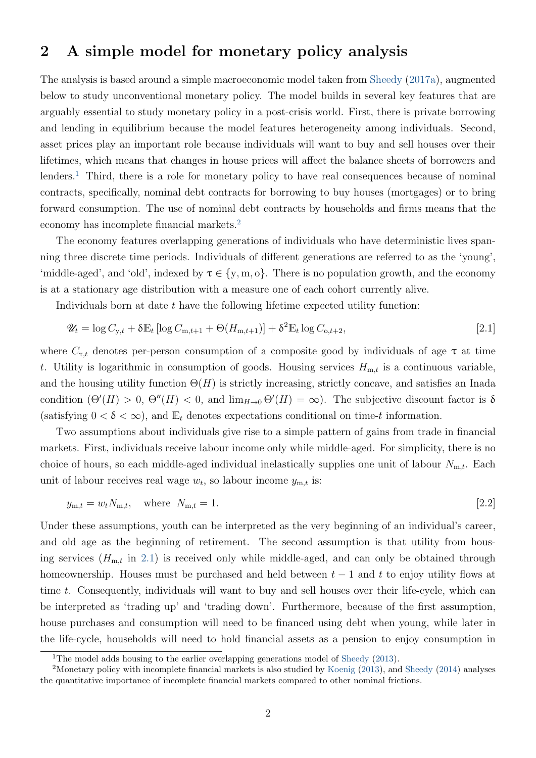## 2 A simple model for monetary policy analysis

The analysis is based around a simple macroeconomic model taken from Sheedy (2017a), augmented below to study unconventional monetary policy. The model builds in several key features that are arguably essential to study monetary policy in a post-crisis world. First, there is private borrowing and lending in equilibrium because the model features heterogeneity among individuals. Second, asset prices play an important role because individuals will want to buy and sell houses over their lifetimes, which means that changes in house prices will affect the balance sheets of borrowers and lenders.[1] Third, there is a role for monetary policy to have real consequences because of nominal contracts, specifically, nominal debt contracts for borrowing to buy houses (mortgages) or to bring forward consumption. The use of nominal debt contracts by households and firms means that the economy has incomplete financial markets.[2]

The economy features overlapping generations of individuals who have deterministic lives spanning three discrete time periods. Individuals of different generations are referred to as the 'young', 'middle-aged', and 'old', indexed by $\tau \in \{\mathrm{y}, \mathrm{m}, \mathrm{o}\}$. There is no population growth, and the economy is at a stationary age distribution with a measure one of each cohort currently alive.

Individuals born at date $t$ have the following lifetime expected utility function:

$$\mathscr{U}_t = \log C_{\mathrm{y},t} + \delta \mathbb{E}_t \left[\log C_{\mathrm{m},t+1} + \Theta(H_{\mathrm{m},t+1})\right] + \delta^2 \mathbb{E}_t \log C_{\mathrm{o},t+2}, \tag{2.1}$$

where $C_{\tau,t}$ denotes per-person consumption of a composite good by individuals of age $\tau$ at time $t$. Utility is logarithmic in consumption of goods. Housing services $H_{\mathrm{m},t}$ is a continuous variable, and the housing utility function $\Theta(H)$ is strictly increasing, strictly concave, and satisfies an Inada condition ($\Theta'(H) > 0$, $\Theta''(H) < 0$, and $\lim_{H \to 0} \Theta'(H) = \infty$). The subjective discount factor is $\delta$ (satisfying $0 < \delta < \infty$), and $\mathbb{E}_t$ denotes expectations conditional on time-$t$ information.

Two assumptions about individuals give rise to a simple pattern of gains from trade in financial markets. First, individuals receive labour income only while middle-aged. For simplicity, there is no choice of hours, so each middle-aged individual inelastically supplies one unit of labour $N_{\mathrm{m},t}$. Each unit of labour receives real wage $w_t$, so labour income $y_{\mathrm{m},t}$ is:

$$y_{\mathrm{m},t} = w_t N_{\mathrm{m},t}, \quad \text{where } N_{\mathrm{m},t} = 1. \tag{2.2}$$

Under these assumptions, youth can be interpreted as the very beginning of an individual's career, and old age as the beginning of retirement. The second assumption is that utility from housing services ($H_{\mathrm{m},t}$ in 2.1) is received only while middle-aged, and can only be obtained through homeownership. Houses must be purchased and held between $t-1$ and $t$ to enjoy utility flows at time $t$. Consequently, individuals will want to buy and sell houses over their life-cycle, which can be interpreted as 'trading up' and 'trading down'. Furthermore, because of the first assumption, house purchases and consumption will need to be financed using debt when young, while later in the life-cycle, households will need to hold financial assets as a pension to enjoy consumption in

[1] The model adds housing to the earlier overlapping generations model of Sheedy (2013).

[2] Monetary policy with incomplete financial markets is also studied by Koenig (2013), and Sheedy (2014) analyses the quantitative importance of incomplete financial markets compared to other nominal frictions.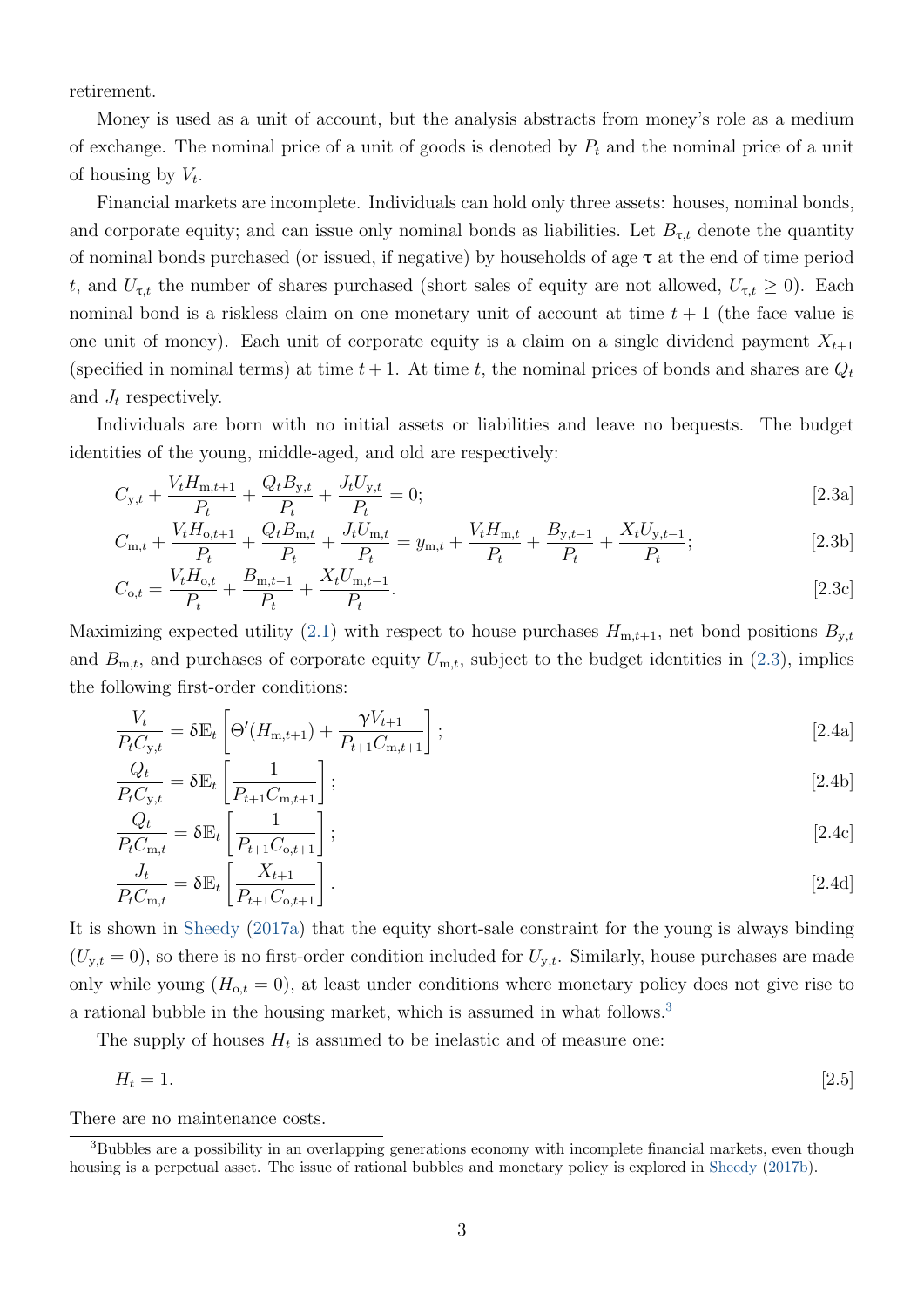retirement.

Money is used as a unit of account, but the analysis abstracts from money's role as a medium of exchange. The nominal price of a unit of goods is denoted by $P_t$ and the nominal price of a unit of housing by $V_t$.

Financial markets are incomplete. Individuals can hold only three assets: houses, nominal bonds, and corporate equity; and can issue only nominal bonds as liabilities. Let $B_{\tau,t}$ denote the quantity of nominal bonds purchased (or issued, if negative) by households of age $\tau$ at the end of time period $t$, and $U_{\tau,t}$ the number of shares purchased (short sales of equity are not allowed, $U_{\tau,t} \geq 0$). Each nominal bond is a riskless claim on one monetary unit of account at time $t+1$ (the face value is one unit of money). Each unit of corporate equity is a claim on a single dividend payment $X_{t+1}$ (specified in nominal terms) at time $t+1$. At time $t$, the nominal prices of bonds and shares are $Q_t$ and $J_t$ respectively.

Individuals are born with no initial assets or liabilities and leave no bequests. The budget identities of the young, middle-aged, and old are respectively:

$$C_{\mathrm{y},t} + \frac{V_t H_{\mathrm{m},t+1}}{P_t} + \frac{Q_t B_{\mathrm{y},t}}{P_t} + \frac{J_t U_{\mathrm{y},t}}{P_t} = 0; \tag{2.3a}$$

$$C_{\mathrm{m},t} + \frac{V_t H_{\mathrm{o},t+1}}{P_t} + \frac{Q_t B_{\mathrm{m},t}}{P_t} + \frac{J_t U_{\mathrm{m},t}}{P_t} = y_{\mathrm{m},t} + \frac{V_t H_{\mathrm{m},t}}{P_t} + \frac{B_{\mathrm{y},t-1}}{P_t} + \frac{X_t U_{\mathrm{y},t-1}}{P_t}; \tag{2.3b}$$

$$C_{\mathrm{o},t} = \frac{V_t H_{\mathrm{o},t}}{P_t} + \frac{B_{\mathrm{m},t-1}}{P_t} + \frac{X_t U_{\mathrm{m},t-1}}{P_t}. \tag{2.3c}$$

Maximizing expected utility (2.1) with respect to house purchases $H_{\mathrm{m},t+1}$, net bond positions $B_{\mathrm{y},t}$ and $B_{\mathrm{m},t}$, and purchases of corporate equity $U_{\mathrm{m},t}$, subject to the budget identities in (2.3), implies the following first-order conditions:

$$\frac{V_t}{P_t C_{\mathrm{y},t}} = \delta \mathbb{E}_t \left[ \Theta'(H_{\mathrm{m},t+1}) + \frac{\gamma V_{t+1}}{P_{t+1} C_{\mathrm{m},t+1}} \right]; \tag{2.4a}$$

$$\frac{Q_t}{P_t C_{\mathrm{y},t}} = \delta \mathbb{E}_t \left[ \frac{1}{P_{t+1} C_{\mathrm{m},t+1}} \right]; \tag{2.4b}$$

$$\frac{Q_t}{P_t C_{\mathrm{m},t}} = \delta \mathbb{E}_t \left[ \frac{1}{P_{t+1} C_{\mathrm{o},t+1}} \right]; \tag{2.4c}$$

$$\frac{J_t}{P_t C_{\mathrm{m},t}} = \delta \mathbb{E}_t \left[ \frac{X_{t+1}}{P_{t+1} C_{\mathrm{o},t+1}} \right]. \tag{2.4d}$$

It is shown in Sheedy (2017a) that the equity short-sale constraint for the young is always binding ($U_{\mathrm{y},t} = 0$), so there is no first-order condition included for $U_{\mathrm{y},t}$. Similarly, house purchases are made only while young ($H_{\mathrm{o},t} = 0$), at least under conditions where monetary policy does not give rise to a rational bubble in the housing market, which is assumed in what follows.[3]

The supply of houses $H_t$ is assumed to be inelastic and of measure one:

$$H_t = 1. \tag{2.5}$$

There are no maintenance costs.

[3] Bubbles are a possibility in an overlapping generations economy with incomplete financial markets, even though housing is a perpetual asset. The issue of rational bubbles and monetary policy is explored in Sheedy (2017b).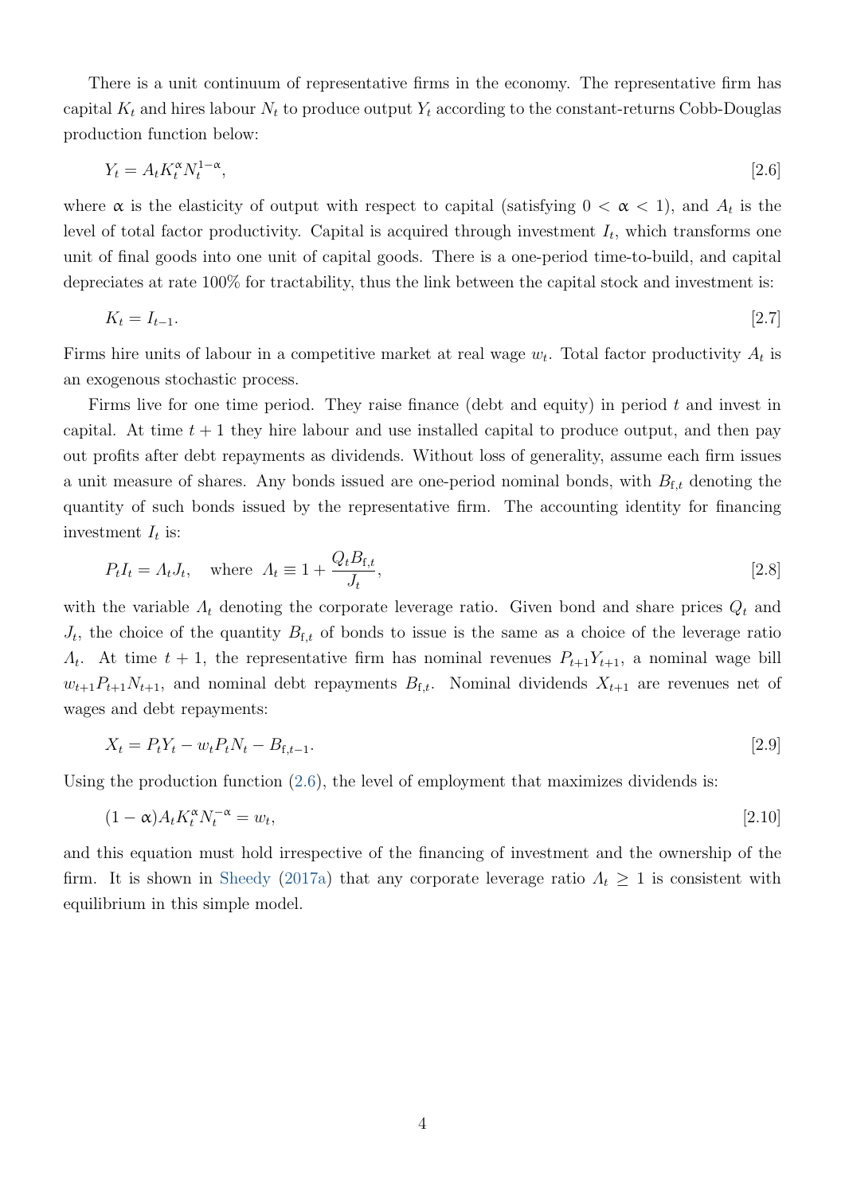There is a unit continuum of representative firms in the economy. The representative firm has capital $K_t$ and hires labour $N_t$ to produce output $Y_t$ according to the constant-returns Cobb-Douglas production function below:

$$Y_t = A_t K_t^{\alpha} N_t^{1-\alpha}, \tag{2.6}$$

where $\alpha$ is the elasticity of output with respect to capital (satisfying $0 < \alpha < 1$), and $A_t$ is the level of total factor productivity. Capital is acquired through investment $I_t$, which transforms one unit of final goods into one unit of capital goods. There is a one-period time-to-build, and capital depreciates at rate 100% for tractability, thus the link between the capital stock and investment is:

$$K_t = I_{t-1}. \tag{2.7}$$

Firms hire units of labour in a competitive market at real wage $w_t$. Total factor productivity $A_t$ is an exogenous stochastic process.

Firms live for one time period. They raise finance (debt and equity) in period $t$ and invest in capital. At time $t+1$ they hire labour and use installed capital to produce output, and then pay out profits after debt repayments as dividends. Without loss of generality, assume each firm issues a unit measure of shares. Any bonds issued are one-period nominal bonds, with $B_{\text{f},t}$ denoting the quantity of such bonds issued by the representative firm. The accounting identity for financing investment $I_t$ is:

$$P_t I_t = \Lambda_t J_t, \quad \text{where } \Lambda_t \equiv 1 + \frac{Q_t B_{\text{f},t}}{J_t}, \tag{2.8}$$

with the variable $\Lambda_t$ denoting the corporate leverage ratio. Given bond and share prices $Q_t$ and $J_t$, the choice of the quantity $B_{\text{f},t}$ of bonds to issue is the same as a choice of the leverage ratio $\Lambda_t$. At time $t+1$, the representative firm has nominal revenues $P_{t+1}Y_{t+1}$, a nominal wage bill $w_{t+1}P_{t+1}N_{t+1}$, and nominal debt repayments $B_{\text{f},t}$. Nominal dividends $X_{t+1}$ are revenues net of wages and debt repayments:

$$X_t = P_t Y_t - w_t P_t N_t - B_{\text{f},t-1}. \tag{2.9}$$

Using the production function (2.6), the level of employment that maximizes dividends is:

$$(1-\alpha) A_t K_t^{\alpha} N_t^{-\alpha} = w_t, \tag{2.10}$$

and this equation must hold irrespective of the financing of investment and the ownership of the firm. It is shown in Sheedy (2017a) that any corporate leverage ratio $\Lambda_t \geq 1$ is consistent with equilibrium in this simple model.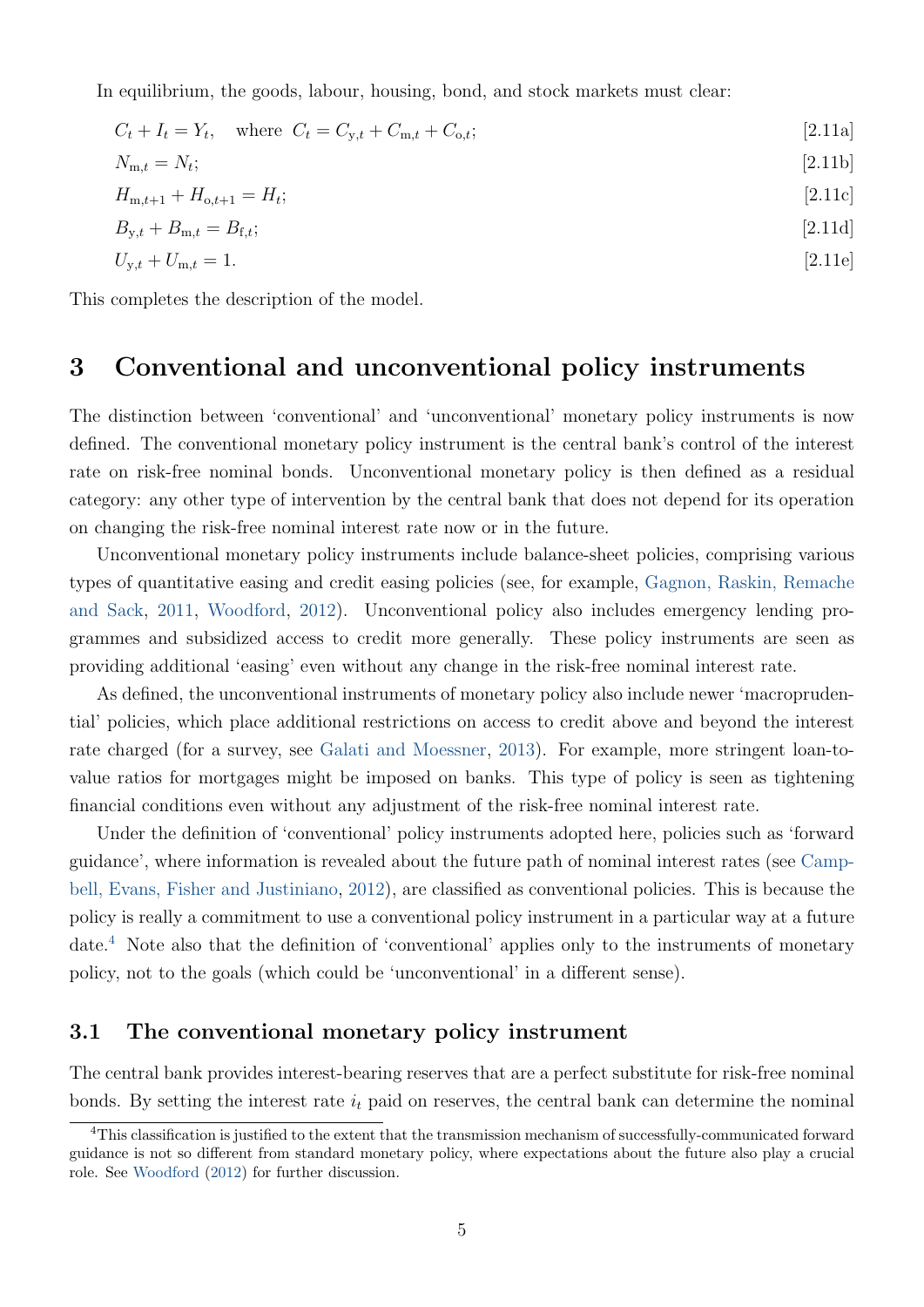In equilibrium, the goods, labour, housing, bond, and stock markets must clear:

$$C_t + I_t = Y_t, \quad \text{where } C_t = C_{\text{y},t} + C_{\text{m},t} + C_{\text{o},t}; \qquad [2.11a]$$

$$N_{\text{m},t} = N_t; \qquad [2.11b]$$

$$H_{\text{m},t+1} + H_{\text{o},t+1} = H_t; \qquad [2.11c]$$

$$B_{\text{y},t} + B_{\text{m},t} = B_{\text{f},t}; \qquad [2.11d]$$

$$U_{\text{y},t} + U_{\text{m},t} = 1. \qquad [2.11e]$$

This completes the description of the model.

# 3 Conventional and unconventional policy instruments

The distinction between 'conventional' and 'unconventional' monetary policy instruments is now defined. The conventional monetary policy instrument is the central bank's control of the interest rate on risk-free nominal bonds. Unconventional monetary policy is then defined as a residual category: any other type of intervention by the central bank that does not depend for its operation on changing the risk-free nominal interest rate now or in the future.

Unconventional monetary policy instruments include balance-sheet policies, comprising various types of quantitative easing and credit easing policies (see, for example, Gagnon, Raskin, Remache and Sack, 2011, Woodford, 2012). Unconventional policy also includes emergency lending programmes and subsidized access to credit more generally. These policy instruments are seen as providing additional 'easing' even without any change in the risk-free nominal interest rate.

As defined, the unconventional instruments of monetary policy also include newer 'macroprudential' policies, which place additional restrictions on access to credit above and beyond the interest rate charged (for a survey, see Galati and Moessner, 2013). For example, more stringent loan-to-value ratios for mortgages might be imposed on banks. This type of policy is seen as tightening financial conditions even without any adjustment of the risk-free nominal interest rate.

Under the definition of 'conventional' policy instruments adopted here, policies such as 'forward guidance', where information is revealed about the future path of nominal interest rates (see Campbell, Evans, Fisher and Justiniano, 2012), are classified as conventional policies. This is because the policy is really a commitment to use a conventional policy instrument in a particular way at a future date.[4] Note also that the definition of 'conventional' applies only to the instruments of monetary policy, not to the goals (which could be 'unconventional' in a different sense).

## 3.1 The conventional monetary policy instrument

The central bank provides interest-bearing reserves that are a perfect substitute for risk-free nominal bonds. By setting the interest rate $i_t$ paid on reserves, the central bank can determine the nominal

[4] This classification is justified to the extent that the transmission mechanism of successfully-communicated forward guidance is not so different from standard monetary policy, where expectations about the future also play a crucial role. See Woodford (2012) for further discussion.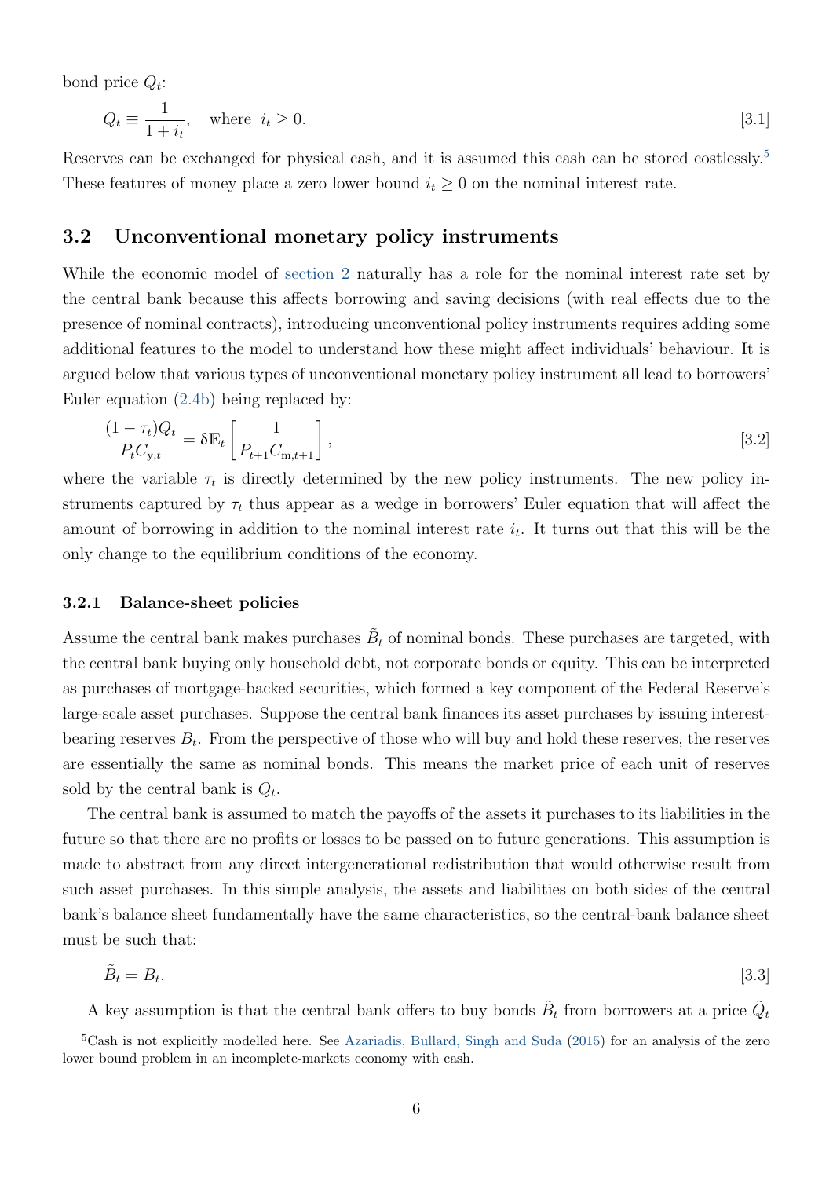bond price $Q_t$:

$$Q_t \equiv \frac{1}{1+i_t}, \quad \text{where } \; i_t \geq 0. \tag{3.1}$$

Reserves can be exchanged for physical cash, and it is assumed this cash can be stored costlessly.[5] These features of money place a zero lower bound $i_t \geq 0$ on the nominal interest rate.

## 3.2 Unconventional monetary policy instruments

While the economic model of section 2 naturally has a role for the nominal interest rate set by the central bank because this affects borrowing and saving decisions (with real effects due to the presence of nominal contracts), introducing unconventional policy instruments requires adding some additional features to the model to understand how these might affect individuals' behaviour. It is argued below that various types of unconventional monetary policy instrument all lead to borrowers' Euler equation (2.4b) being replaced by:

$$\frac{(1-\tau_t)Q_t}{P_t C_{\mathrm{y},t}} = \delta \mathbb{E}_t \left[ \frac{1}{P_{t+1} C_{\mathrm{m},t+1}} \right], \tag{3.2}$$

where the variable $\tau_t$ is directly determined by the new policy instruments. The new policy instruments captured by $\tau_t$ thus appear as a wedge in borrowers' Euler equation that will affect the amount of borrowing in addition to the nominal interest rate $i_t$. It turns out that this will be the only change to the equilibrium conditions of the economy.

### 3.2.1 Balance-sheet policies

Assume the central bank makes purchases $\tilde{B}_t$ of nominal bonds. These purchases are targeted, with the central bank buying only household debt, not corporate bonds or equity. This can be interpreted as purchases of mortgage-backed securities, which formed a key component of the Federal Reserve's large-scale asset purchases. Suppose the central bank finances its asset purchases by issuing interest-bearing reserves $B_t$. From the perspective of those who will buy and hold these reserves, the reserves are essentially the same as nominal bonds. This means the market price of each unit of reserves sold by the central bank is $Q_t$.

The central bank is assumed to match the payoffs of the assets it purchases to its liabilities in the future so that there are no profits or losses to be passed on to future generations. This assumption is made to abstract from any direct intergenerational redistribution that would otherwise result from such asset purchases. In this simple analysis, the assets and liabilities on both sides of the central bank's balance sheet fundamentally have the same characteristics, so the central-bank balance sheet must be such that:

$$\tilde{B}_t = B_t. \tag{3.3}$$

A key assumption is that the central bank offers to buy bonds $\tilde{B}_t$ from borrowers at a price $\tilde{Q}_t$

[5] Cash is not explicitly modelled here. See Azariadis, Bullard, Singh and Suda (2015) for an analysis of the zero lower bound problem in an incomplete-markets economy with cash.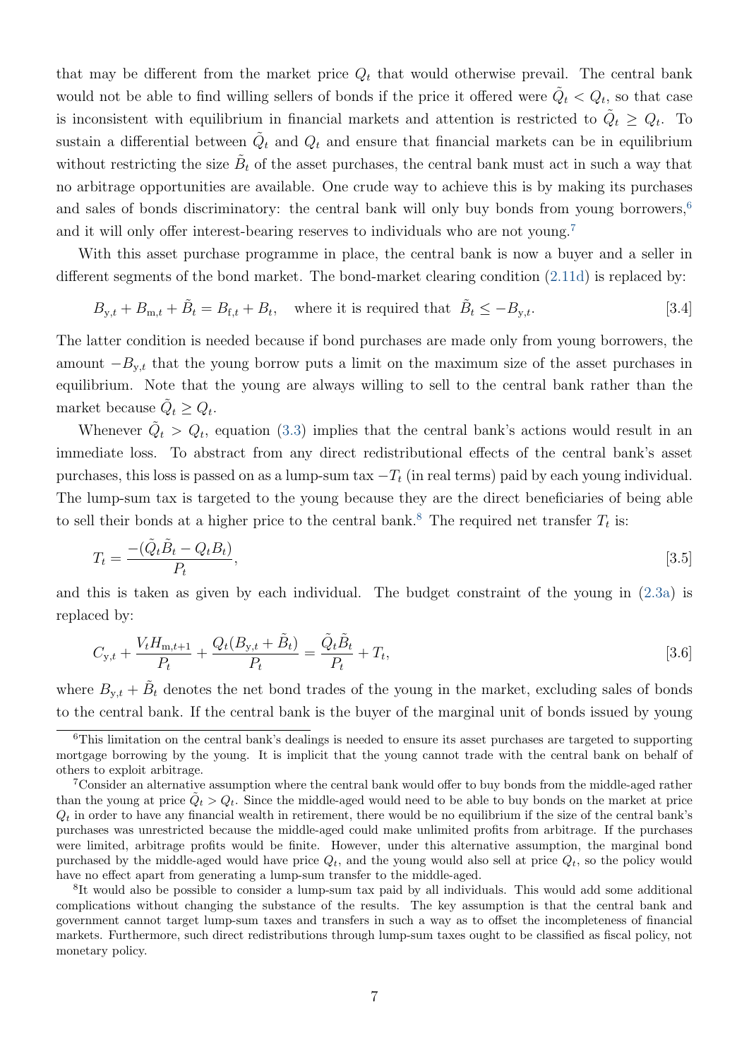that may be different from the market price $Q_t$ that would otherwise prevail. The central bank would not be able to find willing sellers of bonds if the price it offered were $\tilde{Q}_t < Q_t$, so that case is inconsistent with equilibrium in financial markets and attention is restricted to $\tilde{Q}_t \geq Q_t$. To sustain a differential between $\tilde{Q}_t$ and $Q_t$ and ensure that financial markets can be in equilibrium without restricting the size $\tilde{B}_t$ of the asset purchases, the central bank must act in such a way that no arbitrage opportunities are available. One crude way to achieve this is by making its purchases and sales of bonds discriminatory: the central bank will only buy bonds from young borrowers,[6] and it will only offer interest-bearing reserves to individuals who are not young.[7]

With this asset purchase programme in place, the central bank is now a buyer and a seller in different segments of the bond market. The bond-market clearing condition (2.11d) is replaced by:

$$B_{\mathrm{y},t} + B_{\mathrm{m},t} + \tilde{B}_t = B_{\mathrm{f},t} + B_t, \quad \text{where it is required that } \tilde{B}_t \leq -B_{\mathrm{y},t}. \tag{3.4}$$

The latter condition is needed because if bond purchases are made only from young borrowers, the amount $-B_{\mathrm{y},t}$ that the young borrow puts a limit on the maximum size of the asset purchases in equilibrium. Note that the young are always willing to sell to the central bank rather than the market because $\tilde{Q}_t \geq Q_t$.

Whenever $\tilde{Q}_t > Q_t$, equation (3.3) implies that the central bank's actions would result in an immediate loss. To abstract from any direct redistributional effects of the central bank's asset purchases, this loss is passed on as a lump-sum tax $-T_t$ (in real terms) paid by each young individual. The lump-sum tax is targeted to the young because they are the direct beneficiaries of being able to sell their bonds at a higher price to the central bank.[8] The required net transfer $T_t$ is:

$$T_t = \frac{-(\tilde{Q}_t \tilde{B}_t - Q_t B_t)}{P_t}, \tag{3.5}$$

and this is taken as given by each individual. The budget constraint of the young in (2.3a) is replaced by:

$$C_{\mathrm{y},t} + \frac{V_t H_{\mathrm{m},t+1}}{P_t} + \frac{Q_t(B_{\mathrm{y},t} + \tilde{B}_t)}{P_t} = \frac{\tilde{Q}_t \tilde{B}_t}{P_t} + T_t, \tag{3.6}$$

where $B_{\mathrm{y},t} + \tilde{B}_t$ denotes the net bond trades of the young in the market, excluding sales of bonds to the central bank. If the central bank is the buyer of the marginal unit of bonds issued by young

---

[6] This limitation on the central bank's dealings is needed to ensure its asset purchases are targeted to supporting mortgage borrowing by the young. It is implicit that the young cannot trade with the central bank on behalf of others to exploit arbitrage.

[7] Consider an alternative assumption where the central bank would offer to buy bonds from the middle-aged rather than the young at price $\tilde{Q}_t > Q_t$. Since the middle-aged would need to be able to buy bonds on the market at price $Q_t$ in order to have any financial wealth in retirement, there would be no equilibrium if the size of the central bank's purchases was unrestricted because the middle-aged could make unlimited profits from arbitrage. If the purchases were limited, arbitrage profits would be finite. However, under this alternative assumption, the marginal bond purchased by the middle-aged would have price $Q_t$, and the young would also sell at price $Q_t$, so the policy would have no effect apart from generating a lump-sum transfer to the middle-aged.

[8] It would also be possible to consider a lump-sum tax paid by all individuals. This would add some additional complications without changing the substance of the results. The key assumption is that the central bank and government cannot target lump-sum taxes and transfers in such a way as to offset the incompleteness of financial markets. Furthermore, such direct redistributions through lump-sum taxes ought to be classified as fiscal policy, not monetary policy.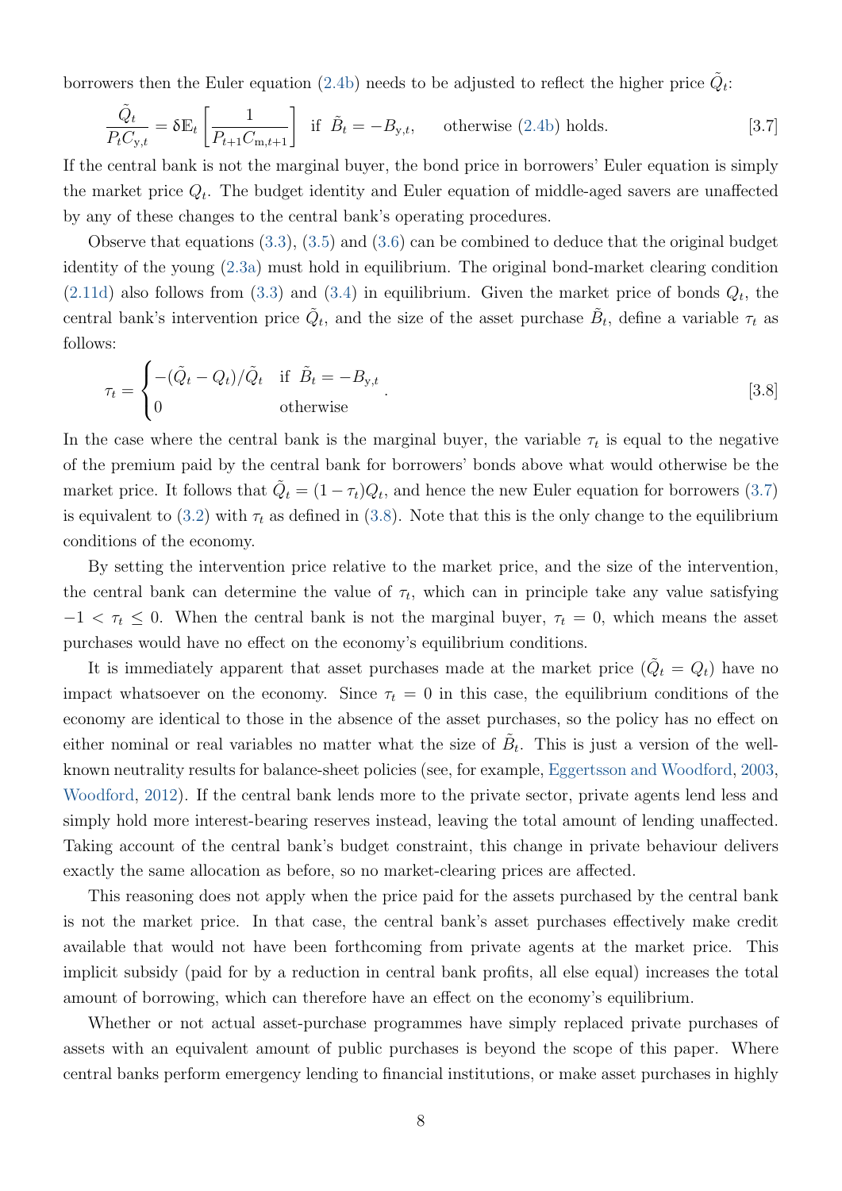borrowers then the Euler equation (2.4b) needs to be adjusted to reflect the higher price $\tilde{Q}_t$:

$$\frac{\tilde{Q}_t}{P_t C_{\mathrm{y},t}} = \delta \mathbb{E}_t\left[\frac{1}{P_{t+1}C_{\mathrm{m},t+1}}\right] \text{ if } \tilde{B}_t = -B_{\mathrm{y},t}, \quad \text{otherwise (2.4b) holds.} \tag{3.7}$$

If the central bank is not the marginal buyer, the bond price in borrowers' Euler equation is simply the market price $Q_t$. The budget identity and Euler equation of middle-aged savers are unaffected by any of these changes to the central bank's operating procedures.

Observe that equations (3.3), (3.5) and (3.6) can be combined to deduce that the original budget identity of the young (2.3a) must hold in equilibrium. The original bond-market clearing condition (2.11d) also follows from (3.3) and (3.4) in equilibrium. Given the market price of bonds $Q_t$, the central bank's intervention price $\tilde{Q}_t$, and the size of the asset purchase $\tilde{B}_t$, define a variable $\tau_t$ as follows:

$$\tau_t = \begin{cases} -(\tilde{Q}_t - Q_t)/\tilde{Q}_t & \text{if } \tilde{B}_t = -B_{\mathrm{y},t} \\ 0 & \text{otherwise} \end{cases}. \tag{3.8}$$

In the case where the central bank is the marginal buyer, the variable $\tau_t$ is equal to the negative of the premium paid by the central bank for borrowers' bonds above what would otherwise be the market price. It follows that $\tilde{Q}_t = (1-\tau_t)Q_t$, and hence the new Euler equation for borrowers (3.7) is equivalent to (3.2) with $\tau_t$ as defined in (3.8). Note that this is the only change to the equilibrium conditions of the economy.

By setting the intervention price relative to the market price, and the size of the intervention, the central bank can determine the value of $\tau_t$, which can in principle take any value satisfying $-1 < \tau_t \leq 0$. When the central bank is not the marginal buyer, $\tau_t = 0$, which means the asset purchases would have no effect on the economy's equilibrium conditions.

It is immediately apparent that asset purchases made at the market price ($\tilde{Q}_t = Q_t$) have no impact whatsoever on the economy. Since $\tau_t = 0$ in this case, the equilibrium conditions of the economy are identical to those in the absence of the asset purchases, so the policy has no effect on either nominal or real variables no matter what the size of $\tilde{B}_t$. This is just a version of the well-known neutrality results for balance-sheet policies (see, for example, Eggertsson and Woodford, 2003, Woodford, 2012). If the central bank lends more to the private sector, private agents lend less and simply hold more interest-bearing reserves instead, leaving the total amount of lending unaffected. Taking account of the central bank's budget constraint, this change in private behaviour delivers exactly the same allocation as before, so no market-clearing prices are affected.

This reasoning does not apply when the price paid for the assets purchased by the central bank is not the market price. In that case, the central bank's asset purchases effectively make credit available that would not have been forthcoming from private agents at the market price. This implicit subsidy (paid for by a reduction in central bank profits, all else equal) increases the total amount of borrowing, which can therefore have an effect on the economy's equilibrium.

Whether or not actual asset-purchase programmes have simply replaced private purchases of assets with an equivalent amount of public purchases is beyond the scope of this paper. Where central banks perform emergency lending to financial institutions, or make asset purchases in highly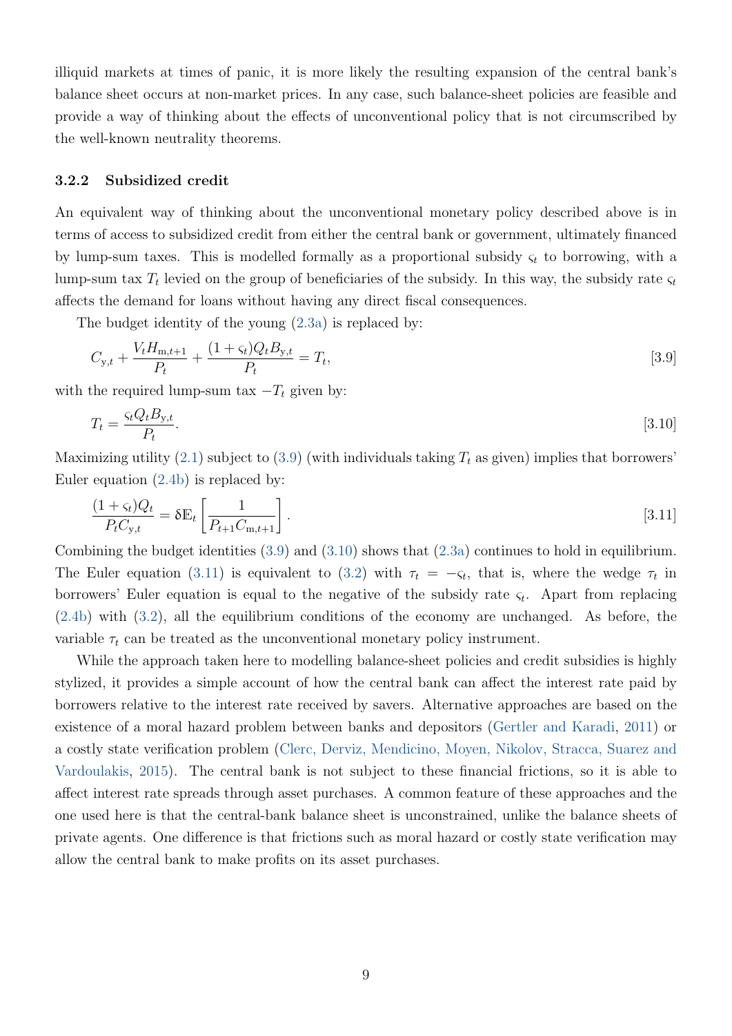illiquid markets at times of panic, it is more likely the resulting expansion of the central bank's balance sheet occurs at non-market prices. In any case, such balance-sheet policies are feasible and provide a way of thinking about the effects of unconventional policy that is not circumscribed by the well-known neutrality theorems.

### 3.2.2 Subsidized credit

An equivalent way of thinking about the unconventional monetary policy described above is in terms of access to subsidized credit from either the central bank or government, ultimately financed by lump-sum taxes. This is modelled formally as a proportional subsidy $\varsigma_t$ to borrowing, with a lump-sum tax $T_t$ levied on the group of beneficiaries of the subsidy. In this way, the subsidy rate $\varsigma_t$ affects the demand for loans without having any direct fiscal consequences.

The budget identity of the young (2.3a) is replaced by:

$$C_{\mathrm{y},t} + \frac{V_t H_{\mathrm{m},t+1}}{P_t} + \frac{(1+\varsigma_t) Q_t B_{\mathrm{y},t}}{P_t} = T_t, \tag{3.9}$$

with the required lump-sum tax $-T_t$ given by:

$$T_t = \frac{\varsigma_t Q_t B_{\mathrm{y},t}}{P_t}. \tag{3.10}$$

Maximizing utility (2.1) subject to (3.9) (with individuals taking $T_t$ as given) implies that borrowers' Euler equation (2.4b) is replaced by:

$$\frac{(1+\varsigma_t) Q_t}{P_t C_{\mathrm{y},t}} = \delta \mathbb{E}_t \left[ \frac{1}{P_{t+1} C_{\mathrm{m},t+1}} \right]. \tag{3.11}$$

Combining the budget identities (3.9) and (3.10) shows that (2.3a) continues to hold in equilibrium. The Euler equation (3.11) is equivalent to (3.2) with $\tau_t = -\varsigma_t$, that is, where the wedge $\tau_t$ in borrowers' Euler equation is equal to the negative of the subsidy rate $\varsigma_t$. Apart from replacing (2.4b) with (3.2), all the equilibrium conditions of the economy are unchanged. As before, the variable $\tau_t$ can be treated as the unconventional monetary policy instrument.

While the approach taken here to modelling balance-sheet policies and credit subsidies is highly stylized, it provides a simple account of how the central bank can affect the interest rate paid by borrowers relative to the interest rate received by savers. Alternative approaches are based on the existence of a moral hazard problem between banks and depositors (Gertler and Karadi, 2011) or a costly state verification problem (Clerc, Derviz, Mendicino, Moyen, Nikolov, Stracca, Suarez and Vardoulakis, 2015). The central bank is not subject to these financial frictions, so it is able to affect interest rate spreads through asset purchases. A common feature of these approaches and the one used here is that the central-bank balance sheet is unconstrained, unlike the balance sheets of private agents. One difference is that frictions such as moral hazard or costly state verification may allow the central bank to make profits on its asset purchases.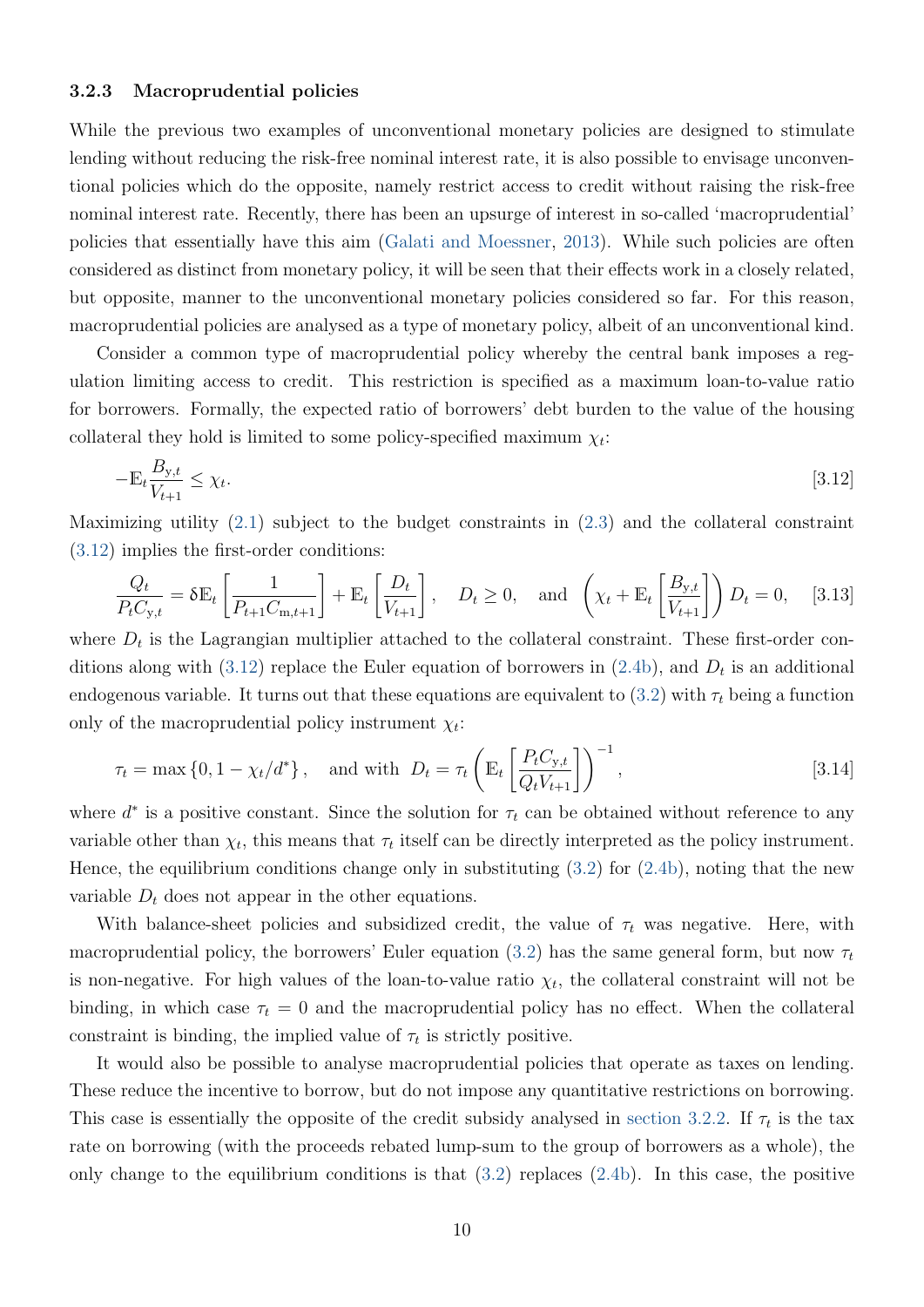### 3.2.3 Macroprudential policies

While the previous two examples of unconventional monetary policies are designed to stimulate lending without reducing the risk-free nominal interest rate, it is also possible to envisage unconventional policies which do the opposite, namely restrict access to credit without raising the risk-free nominal interest rate. Recently, there has been an upsurge of interest in so-called 'macroprudential' policies that essentially have this aim (Galati and Moessner, 2013). While such policies are often considered as distinct from monetary policy, it will be seen that their effects work in a closely related, but opposite, manner to the unconventional monetary policies considered so far. For this reason, macroprudential policies are analysed as a type of monetary policy, albeit of an unconventional kind.

Consider a common type of macroprudential policy whereby the central bank imposes a regulation limiting access to credit. This restriction is specified as a maximum loan-to-value ratio for borrowers. Formally, the expected ratio of borrowers' debt burden to the value of the housing collateral they hold is limited to some policy-specified maximum $\chi_t$:

$$-\mathbb{E}_t \frac{B_{\mathrm{y},t}}{V_{t+1}} \leq \chi_t. \tag{3.12}$$

Maximizing utility (2.1) subject to the budget constraints in (2.3) and the collateral constraint (3.12) implies the first-order conditions:

$$\frac{Q_t}{P_t C_{\mathrm{y},t}} = \delta \mathbb{E}_t \left[ \frac{1}{P_{t+1} C_{\mathrm{m},t+1}} \right] + \mathbb{E}_t \left[ \frac{D_t}{V_{t+1}} \right], \quad D_t \geq 0, \quad \text{and} \quad \left( \chi_t + \mathbb{E}_t \left[ \frac{B_{\mathrm{y},t}}{V_{t+1}} \right] \right) D_t = 0, \tag{3.13}$$

where $D_t$ is the Lagrangian multiplier attached to the collateral constraint. These first-order conditions along with (3.12) replace the Euler equation of borrowers in (2.4b), and $D_t$ is an additional endogenous variable. It turns out that these equations are equivalent to (3.2) with $\tau_t$ being a function only of the macroprudential policy instrument $\chi_t$:

$$\tau_t = \max\left\{0, 1 - \chi_t/d^*\right\}, \quad \text{and with } D_t = \tau_t \left( \mathbb{E}_t \left[ \frac{P_t C_{\mathrm{y},t}}{Q_t V_{t+1}} \right] \right)^{-1}, \tag{3.14}$$

where $d^*$ is a positive constant. Since the solution for $\tau_t$ can be obtained without reference to any variable other than $\chi_t$, this means that $\tau_t$ itself can be directly interpreted as the policy instrument. Hence, the equilibrium conditions change only in substituting (3.2) for (2.4b), noting that the new variable $D_t$ does not appear in the other equations.

With balance-sheet policies and subsidized credit, the value of $\tau_t$ was negative. Here, with macroprudential policy, the borrowers' Euler equation (3.2) has the same general form, but now $\tau_t$ is non-negative. For high values of the loan-to-value ratio $\chi_t$, the collateral constraint will not be binding, in which case $\tau_t = 0$ and the macroprudential policy has no effect. When the collateral constraint is binding, the implied value of $\tau_t$ is strictly positive.

It would also be possible to analyse macroprudential policies that operate as taxes on lending. These reduce the incentive to borrow, but do not impose any quantitative restrictions on borrowing. This case is essentially the opposite of the credit subsidy analysed in section 3.2.2. If $\tau_t$ is the tax rate on borrowing (with the proceeds rebated lump-sum to the group of borrowers as a whole), the only change to the equilibrium conditions is that (3.2) replaces (2.4b). In this case, the positive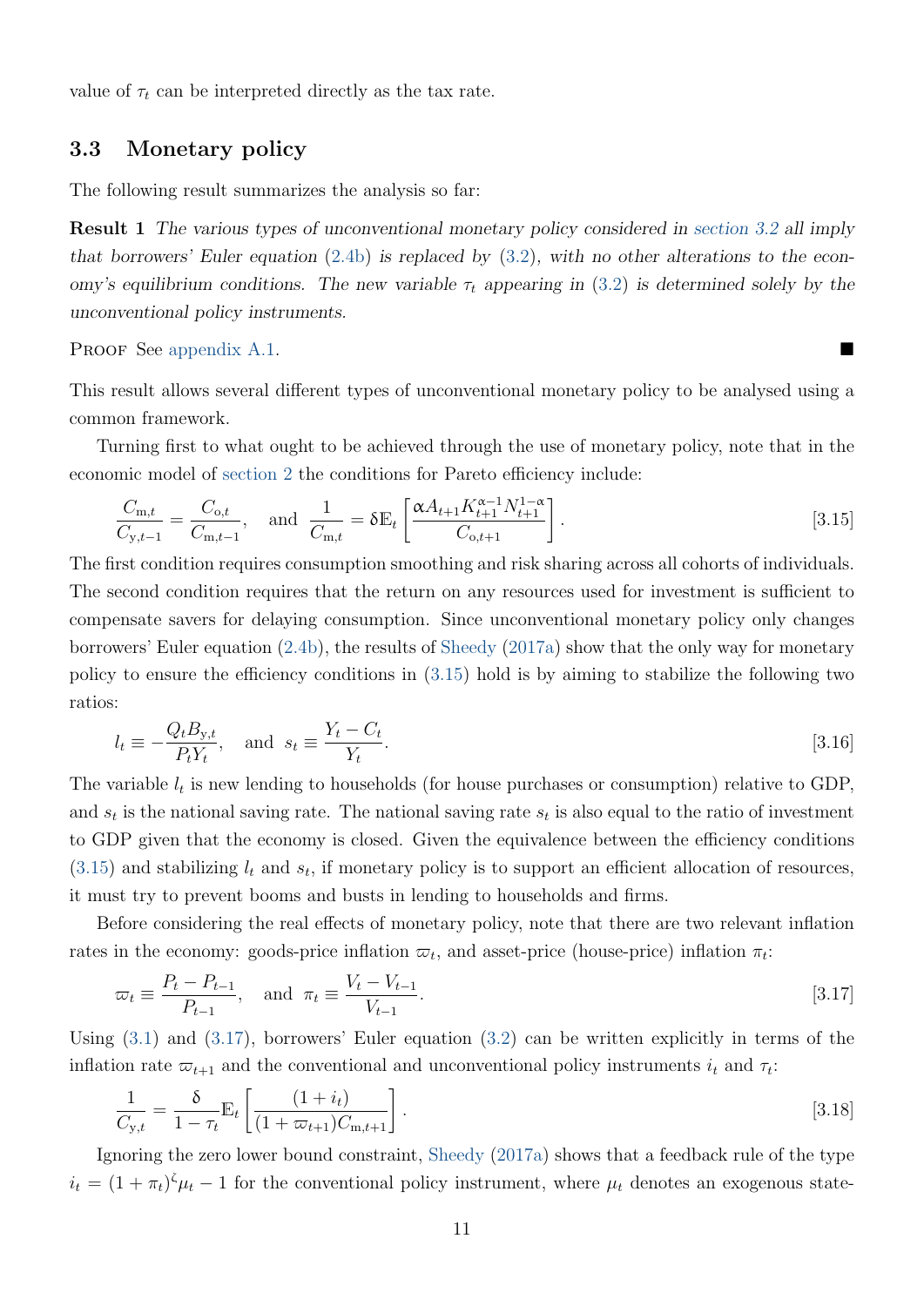value of $\tau_t$ can be interpreted directly as the tax rate.

### 3.3 Monetary policy

The following result summarizes the analysis so far:

**Result 1** *The various types of unconventional monetary policy considered in section 3.2 all imply that borrowers' Euler equation (2.4b) is replaced by (3.2), with no other alterations to the economy's equilibrium conditions. The new variable $\tau_t$ appearing in (3.2) is determined solely by the unconventional policy instruments.*

Proof See appendix A.1. ■

This result allows several different types of unconventional monetary policy to be analysed using a common framework.

Turning first to what ought to be achieved through the use of monetary policy, note that in the economic model of section 2 the conditions for Pareto efficiency include:

$$\frac{C_{\mathrm{m},t}}{C_{\mathrm{y},t-1}} = \frac{C_{\mathrm{o},t}}{C_{\mathrm{m},t-1}}, \quad \text{and} \quad \frac{1}{C_{\mathrm{m},t}} = \delta \mathbb{E}_t \left[ \frac{\alpha A_{t+1} K_{t+1}^{\alpha-1} N_{t+1}^{1-\alpha}}{C_{\mathrm{o},t+1}} \right]. \tag{3.15}$$

The first condition requires consumption smoothing and risk sharing across all cohorts of individuals. The second condition requires that the return on any resources used for investment is sufficient to compensate savers for delaying consumption. Since unconventional monetary policy only changes borrowers' Euler equation (2.4b), the results of Sheedy (2017a) show that the only way for monetary policy to ensure the efficiency conditions in (3.15) hold is by aiming to stabilize the following two ratios:

$$l_t \equiv -\frac{Q_t B_{\mathrm{y},t}}{P_t Y_t}, \quad \text{and} \quad s_t \equiv \frac{Y_t - C_t}{Y_t}. \tag{3.16}$$

The variable $l_t$ is new lending to households (for house purchases or consumption) relative to GDP, and $s_t$ is the national saving rate. The national saving rate $s_t$ is also equal to the ratio of investment to GDP given that the economy is closed. Given the equivalence between the efficiency conditions (3.15) and stabilizing $l_t$ and $s_t$, if monetary policy is to support an efficient allocation of resources, it must try to prevent booms and busts in lending to households and firms.

Before considering the real effects of monetary policy, note that there are two relevant inflation rates in the economy: goods-price inflation $\varpi_t$, and asset-price (house-price) inflation $\pi_t$:

$$\varpi_t \equiv \frac{P_t - P_{t-1}}{P_{t-1}}, \quad \text{and} \quad \pi_t \equiv \frac{V_t - V_{t-1}}{V_{t-1}}. \tag{3.17}$$

Using (3.1) and (3.17), borrowers' Euler equation (3.2) can be written explicitly in terms of the inflation rate $\varpi_{t+1}$ and the conventional and unconventional policy instruments $i_t$ and $\tau_t$:

$$\frac{1}{C_{\mathrm{y},t}} = \frac{\delta}{1-\tau_t} \mathbb{E}_t \left[ \frac{(1+i_t)}{(1+\varpi_{t+1}) C_{\mathrm{m},t+1}} \right]. \tag{3.18}$$

Ignoring the zero lower bound constraint, Sheedy (2017a) shows that a feedback rule of the type $i_t = (1+\pi_t)^{\zeta} \mu_t - 1$ for the conventional policy instrument, where $\mu_t$ denotes an exogenous state-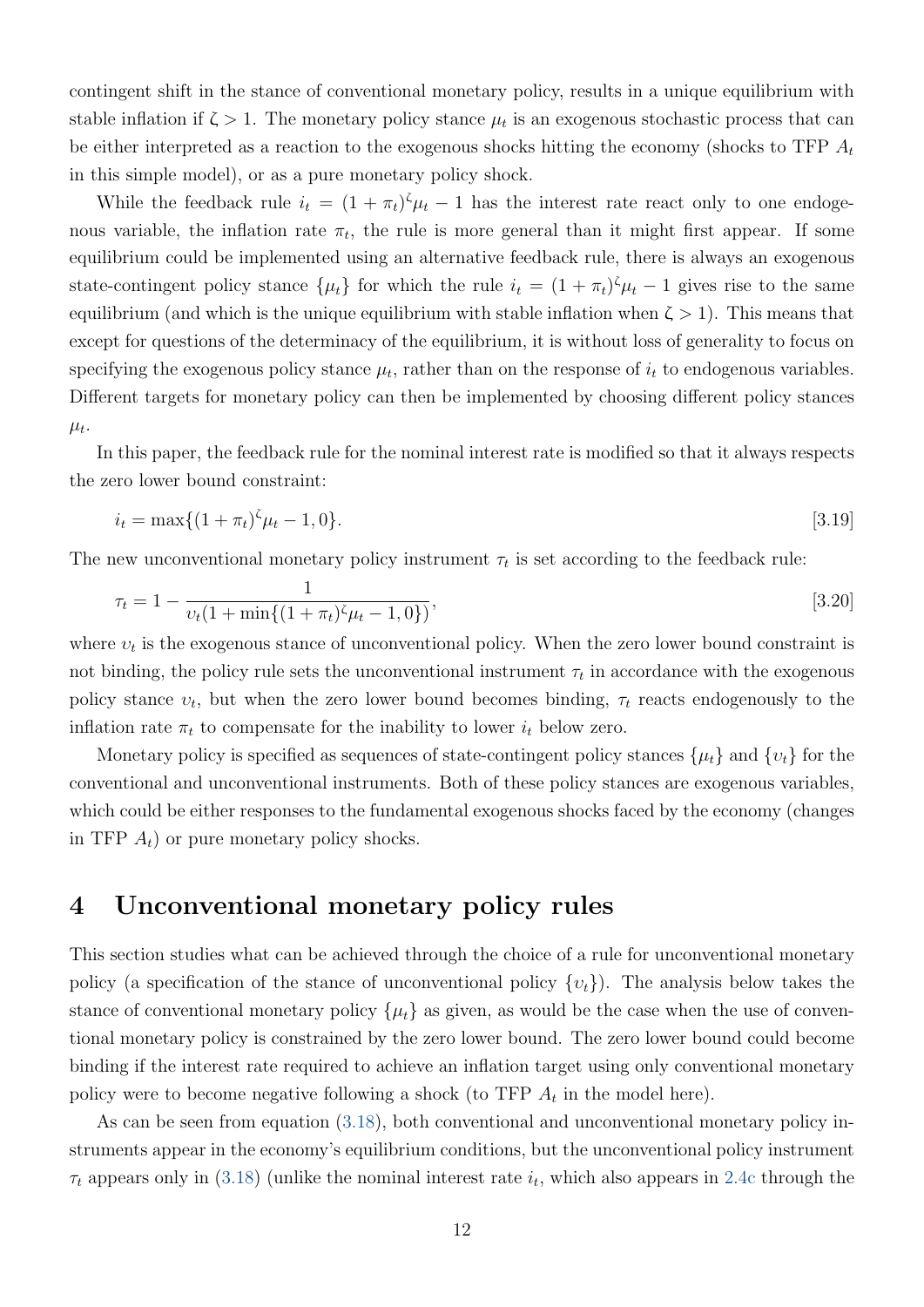contingent shift in the stance of conventional monetary policy, results in a unique equilibrium with stable inflation if $\zeta > 1$. The monetary policy stance $\mu_t$ is an exogenous stochastic process that can be either interpreted as a reaction to the exogenous shocks hitting the economy (shocks to TFP $A_t$ in this simple model), or as a pure monetary policy shock.

While the feedback rule $i_t = (1 + \pi_t)^\zeta \mu_t - 1$ has the interest rate react only to one endogenous variable, the inflation rate $\pi_t$, the rule is more general than it might first appear. If some equilibrium could be implemented using an alternative feedback rule, there is always an exogenous state-contingent policy stance $\{\mu_t\}$ for which the rule $i_t = (1 + \pi_t)^\zeta \mu_t - 1$ gives rise to the same equilibrium (and which is the unique equilibrium with stable inflation when $\zeta > 1$). This means that except for questions of the determinacy of the equilibrium, it is without loss of generality to focus on specifying the exogenous policy stance $\mu_t$, rather than on the response of $i_t$ to endogenous variables. Different targets for monetary policy can then be implemented by choosing different policy stances $\mu_t$.

In this paper, the feedback rule for the nominal interest rate is modified so that it always respects the zero lower bound constraint:

$$i_t = \max\{(1 + \pi_t)^\zeta \mu_t - 1, 0\}. \tag{3.19}$$

The new unconventional monetary policy instrument $\tau_t$ is set according to the feedback rule:

$$\tau_t = 1 - \frac{1}{\upsilon_t(1 + \min\{(1 + \pi_t)^\zeta \mu_t - 1, 0\})}, \tag{3.20}$$

where $\upsilon_t$ is the exogenous stance of unconventional policy. When the zero lower bound constraint is not binding, the policy rule sets the unconventional instrument $\tau_t$ in accordance with the exogenous policy stance $\upsilon_t$, but when the zero lower bound becomes binding, $\tau_t$ reacts endogenously to the inflation rate $\pi_t$ to compensate for the inability to lower $i_t$ below zero.

Monetary policy is specified as sequences of state-contingent policy stances $\{\mu_t\}$ and $\{\upsilon_t\}$ for the conventional and unconventional instruments. Both of these policy stances are exogenous variables, which could be either responses to the fundamental exogenous shocks faced by the economy (changes in TFP $A_t$) or pure monetary policy shocks.

# 4 Unconventional monetary policy rules

This section studies what can be achieved through the choice of a rule for unconventional monetary policy (a specification of the stance of unconventional policy $\{\upsilon_t\}$). The analysis below takes the stance of conventional monetary policy $\{\mu_t\}$ as given, as would be the case when the use of conventional monetary policy is constrained by the zero lower bound. The zero lower bound could become binding if the interest rate required to achieve an inflation target using only conventional monetary policy were to become negative following a shock (to TFP $A_t$ in the model here).

As can be seen from equation (3.18), both conventional and unconventional monetary policy instruments appear in the economy's equilibrium conditions, but the unconventional policy instrument $\tau_t$ appears only in (3.18) (unlike the nominal interest rate $i_t$, which also appears in 2.4c through the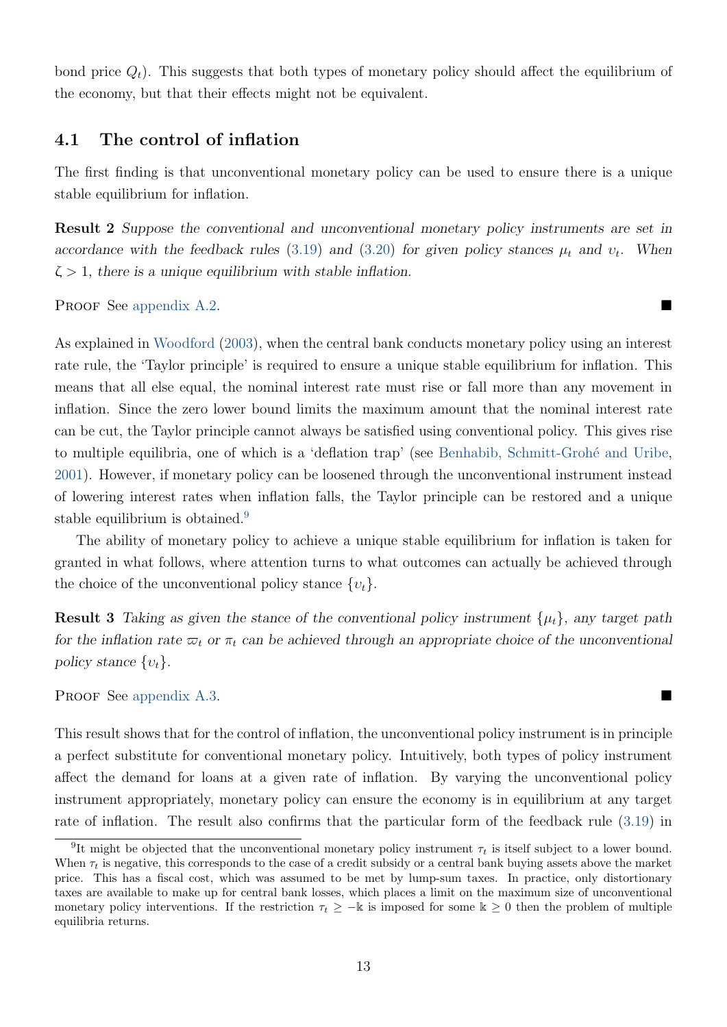bond price $Q_t$). This suggests that both types of monetary policy should affect the equilibrium of the economy, but that their effects might not be equivalent.

## 4.1 The control of inflation

The first finding is that unconventional monetary policy can be used to ensure there is a unique stable equilibrium for inflation.

**Result 2** *Suppose the conventional and unconventional monetary policy instruments are set in accordance with the feedback rules (3.19) and (3.20) for given policy stances $\mu_t$ and $\upsilon_t$. When $\zeta > 1$, there is a unique equilibrium with stable inflation.*

Proof See appendix A.2. ■

As explained in Woodford (2003), when the central bank conducts monetary policy using an interest rate rule, the 'Taylor principle' is required to ensure a unique stable equilibrium for inflation. This means that all else equal, the nominal interest rate must rise or fall more than any movement in inflation. Since the zero lower bound limits the maximum amount that the nominal interest rate can be cut, the Taylor principle cannot always be satisfied using conventional policy. This gives rise to multiple equilibria, one of which is a 'deflation trap' (see Benhabib, Schmitt-Grohé and Uribe, 2001). However, if monetary policy can be loosened through the unconventional instrument instead of lowering interest rates when inflation falls, the Taylor principle can be restored and a unique stable equilibrium is obtained.[9]

The ability of monetary policy to achieve a unique stable equilibrium for inflation is taken for granted in what follows, where attention turns to what outcomes can actually be achieved through the choice of the unconventional policy stance $\{\upsilon_t\}$.

**Result 3** *Taking as given the stance of the conventional policy instrument $\{\mu_t\}$, any target path for the inflation rate $\varpi_t$ or $\pi_t$ can be achieved through an appropriate choice of the unconventional policy stance $\{\upsilon_t\}$.*

Proof See appendix A.3. ■

This result shows that for the control of inflation, the unconventional policy instrument is in principle a perfect substitute for conventional monetary policy. Intuitively, both types of policy instrument affect the demand for loans at a given rate of inflation. By varying the unconventional policy instrument appropriately, monetary policy can ensure the economy is in equilibrium at any target rate of inflation. The result also confirms that the particular form of the feedback rule (3.19) in

[9] It might be objected that the unconventional monetary policy instrument $\tau_t$ is itself subject to a lower bound. When $\tau_t$ is negative, this corresponds to the case of a credit subsidy or a central bank buying assets above the market price. This has a fiscal cost, which was assumed to be met by lump-sum taxes. In practice, only distortionary taxes are available to make up for central bank losses, which places a limit on the maximum size of unconventional monetary policy interventions. If the restriction $\tau_t \geq -\Bbbk$ is imposed for some $\Bbbk \geq 0$ then the problem of multiple equilibria returns.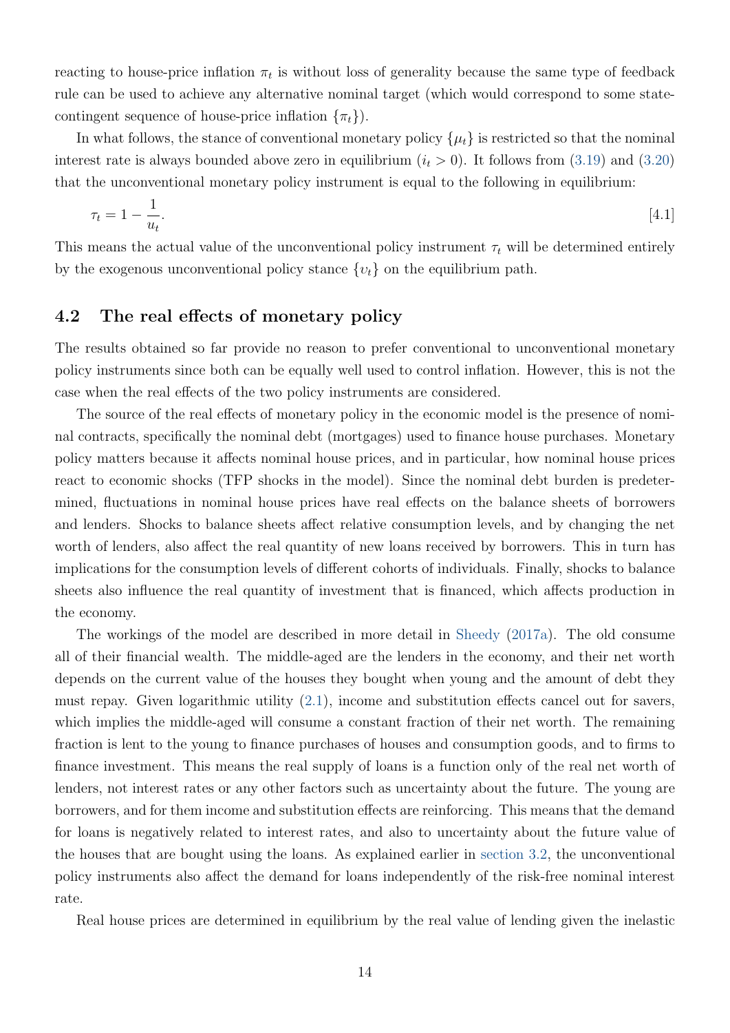reacting to house-price inflation $\pi_t$ is without loss of generality because the same type of feedback rule can be used to achieve any alternative nominal target (which would correspond to some state-contingent sequence of house-price inflation $\{\pi_t\}$).

In what follows, the stance of conventional monetary policy $\{\mu_t\}$ is restricted so that the nominal interest rate is always bounded above zero in equilibrium ($i_t > 0$). It follows from (3.19) and (3.20) that the unconventional monetary policy instrument is equal to the following in equilibrium:

$$\tau_t = 1 - \frac{1}{u_t}. \tag{4.1}$$

This means the actual value of the unconventional policy instrument $\tau_t$ will be determined entirely by the exogenous unconventional policy stance $\{\upsilon_t\}$ on the equilibrium path.

## 4.2 The real effects of monetary policy

The results obtained so far provide no reason to prefer conventional to unconventional monetary policy instruments since both can be equally well used to control inflation. However, this is not the case when the real effects of the two policy instruments are considered.

The source of the real effects of monetary policy in the economic model is the presence of nominal contracts, specifically the nominal debt (mortgages) used to finance house purchases. Monetary policy matters because it affects nominal house prices, and in particular, how nominal house prices react to economic shocks (TFP shocks in the model). Since the nominal debt burden is predetermined, fluctuations in nominal house prices have real effects on the balance sheets of borrowers and lenders. Shocks to balance sheets affect relative consumption levels, and by changing the net worth of lenders, also affect the real quantity of new loans received by borrowers. This in turn has implications for the consumption levels of different cohorts of individuals. Finally, shocks to balance sheets also influence the real quantity of investment that is financed, which affects production in the economy.

The workings of the model are described in more detail in Sheedy (2017a). The old consume all of their financial wealth. The middle-aged are the lenders in the economy, and their net worth depends on the current value of the houses they bought when young and the amount of debt they must repay. Given logarithmic utility (2.1), income and substitution effects cancel out for savers, which implies the middle-aged will consume a constant fraction of their net worth. The remaining fraction is lent to the young to finance purchases of houses and consumption goods, and to firms to finance investment. This means the real supply of loans is a function only of the real net worth of lenders, not interest rates or any other factors such as uncertainty about the future. The young are borrowers, and for them income and substitution effects are reinforcing. This means that the demand for loans is negatively related to interest rates, and also to uncertainty about the future value of the houses that are bought using the loans. As explained earlier in section 3.2, the unconventional policy instruments also affect the demand for loans independently of the risk-free nominal interest rate.

Real house prices are determined in equilibrium by the real value of lending given the inelastic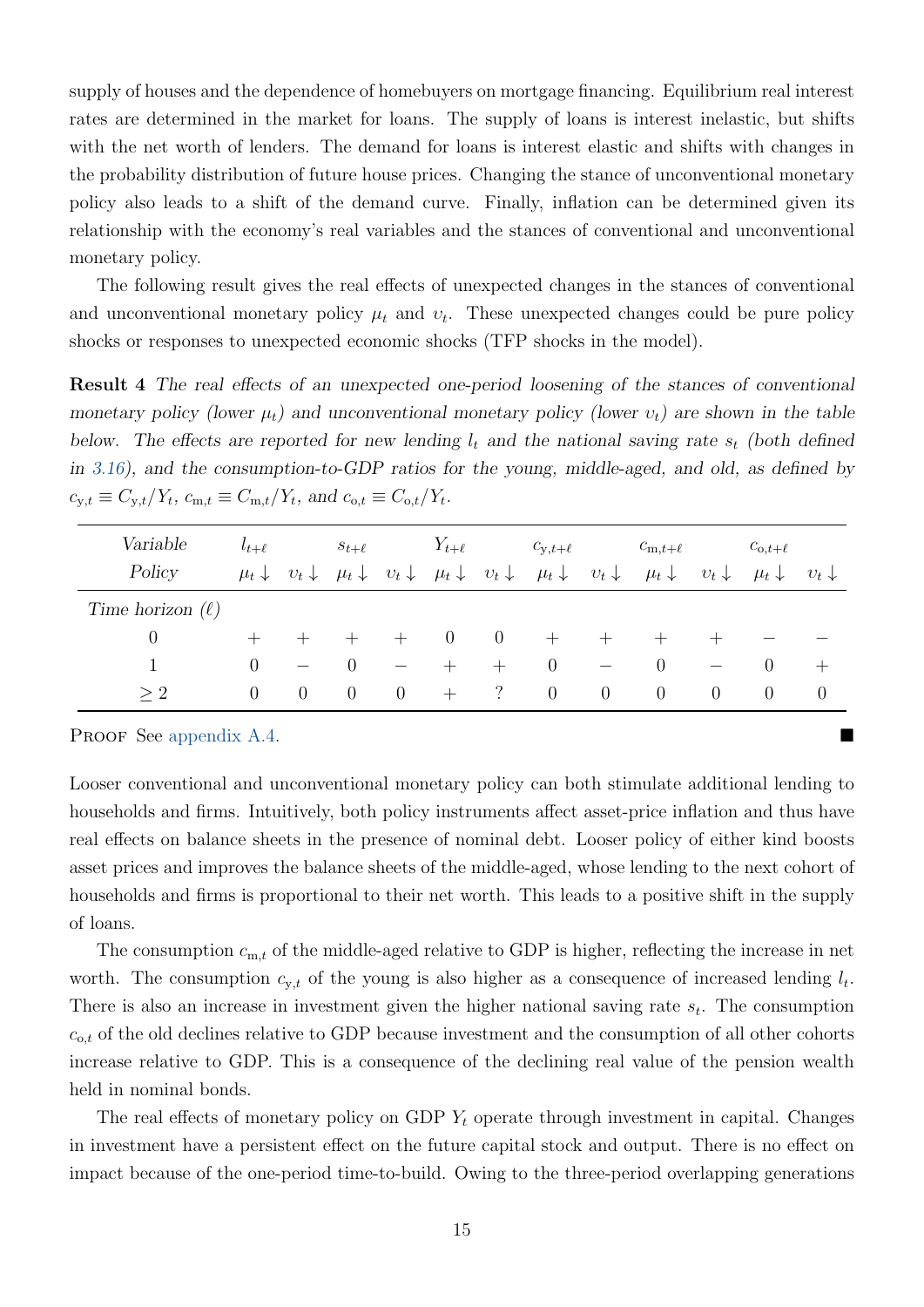supply of houses and the dependence of homebuyers on mortgage financing. Equilibrium real interest rates are determined in the market for loans. The supply of loans is interest inelastic, but shifts with the net worth of lenders. The demand for loans is interest elastic and shifts with changes in the probability distribution of future house prices. Changing the stance of unconventional monetary policy also leads to a shift of the demand curve. Finally, inflation can be determined given its relationship with the economy's real variables and the stances of conventional and unconventional monetary policy.

The following result gives the real effects of unexpected changes in the stances of conventional and unconventional monetary policy $\mu_t$ and $\upsilon_t$. These unexpected changes could be pure policy shocks or responses to unexpected economic shocks (TFP shocks in the model).

**Result 4** *The real effects of an unexpected one-period loosening of the stances of conventional monetary policy (lower $\mu_t$) and unconventional monetary policy (lower $\upsilon_t$) are shown in the table below. The effects are reported for new lending $l_t$ and the national saving rate $s_t$ (both defined in 3.16), and the consumption-to-GDP ratios for the young, middle-aged, and old, as defined by $c_{y,t} \equiv C_{y,t}/Y_t$, $c_{m,t} \equiv C_{m,t}/Y_t$, and $c_{o,t} \equiv C_{o,t}/Y_t$.*

| *Variable* | $l_{t+\ell}$ | | $s_{t+\ell}$ | | $Y_{t+\ell}$ | | $c_{y,t+\ell}$ | | $c_{m,t+\ell}$ | | $c_{o,t+\ell}$ | |
|---|---|---|---|---|---|---|---|---|---|---|---|---|
| *Policy* | $\mu_t\downarrow$ | $\upsilon_t\downarrow$ | $\mu_t\downarrow$ | $\upsilon_t\downarrow$ | $\mu_t\downarrow$ | $\upsilon_t\downarrow$ | $\mu_t\downarrow$ | $\upsilon_t\downarrow$ | $\mu_t\downarrow$ | $\upsilon_t\downarrow$ | $\mu_t\downarrow$ | $\upsilon_t\downarrow$ |
| *Time horizon* ($\ell$) | | | | | | | | | | | | |
| 0 | + | + | + | + | 0 | 0 | + | + | + | + | − | − |
| 1 | 0 | − | 0 | − | + | + | 0 | − | 0 | − | 0 | + |
| $\geq 2$ | 0 | 0 | 0 | 0 | + | ? | 0 | 0 | 0 | 0 | 0 | 0 |

Proof See appendix A.4. ■

Looser conventional and unconventional monetary policy can both stimulate additional lending to households and firms. Intuitively, both policy instruments affect asset-price inflation and thus have real effects on balance sheets in the presence of nominal debt. Looser policy of either kind boosts asset prices and improves the balance sheets of the middle-aged, whose lending to the next cohort of households and firms is proportional to their net worth. This leads to a positive shift in the supply of loans.

The consumption $c_{m,t}$ of the middle-aged relative to GDP is higher, reflecting the increase in net worth. The consumption $c_{y,t}$ of the young is also higher as a consequence of increased lending $l_t$. There is also an increase in investment given the higher national saving rate $s_t$. The consumption $c_{o,t}$ of the old declines relative to GDP because investment and the consumption of all other cohorts increase relative to GDP. This is a consequence of the declining real value of the pension wealth held in nominal bonds.

The real effects of monetary policy on GDP $Y_t$ operate through investment in capital. Changes in investment have a persistent effect on the future capital stock and output. There is no effect on impact because of the one-period time-to-build. Owing to the three-period overlapping generations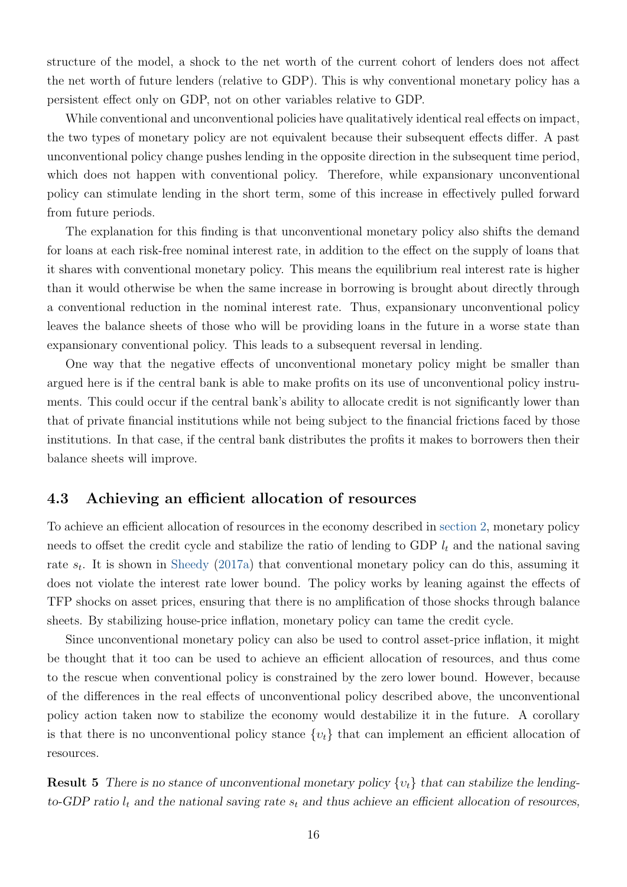structure of the model, a shock to the net worth of the current cohort of lenders does not affect the net worth of future lenders (relative to GDP). This is why conventional monetary policy has a persistent effect only on GDP, not on other variables relative to GDP.

While conventional and unconventional policies have qualitatively identical real effects on impact, the two types of monetary policy are not equivalent because their subsequent effects differ. A past unconventional policy change pushes lending in the opposite direction in the subsequent time period, which does not happen with conventional policy. Therefore, while expansionary unconventional policy can stimulate lending in the short term, some of this increase in effectively pulled forward from future periods.

The explanation for this finding is that unconventional monetary policy also shifts the demand for loans at each risk-free nominal interest rate, in addition to the effect on the supply of loans that it shares with conventional monetary policy. This means the equilibrium real interest rate is higher than it would otherwise be when the same increase in borrowing is brought about directly through a conventional reduction in the nominal interest rate. Thus, expansionary unconventional policy leaves the balance sheets of those who will be providing loans in the future in a worse state than expansionary conventional policy. This leads to a subsequent reversal in lending.

One way that the negative effects of unconventional monetary policy might be smaller than argued here is if the central bank is able to make profits on its use of unconventional policy instruments. This could occur if the central bank's ability to allocate credit is not significantly lower than that of private financial institutions while not being subject to the financial frictions faced by those institutions. In that case, if the central bank distributes the profits it makes to borrowers then their balance sheets will improve.

### 4.3 Achieving an efficient allocation of resources

To achieve an efficient allocation of resources in the economy described in section 2, monetary policy needs to offset the credit cycle and stabilize the ratio of lending to GDP $l_t$ and the national saving rate $s_t$. It is shown in Sheedy (2017a) that conventional monetary policy can do this, assuming it does not violate the interest rate lower bound. The policy works by leaning against the effects of TFP shocks on asset prices, ensuring that there is no amplification of those shocks through balance sheets. By stabilizing house-price inflation, monetary policy can tame the credit cycle.

Since unconventional monetary policy can also be used to control asset-price inflation, it might be thought that it too can be used to achieve an efficient allocation of resources, and thus come to the rescue when conventional policy is constrained by the zero lower bound. However, because of the differences in the real effects of unconventional policy described above, the unconventional policy action taken now to stabilize the economy would destabilize it in the future. A corollary is that there is no unconventional policy stance $\{\upsilon_t\}$ that can implement an efficient allocation of resources.

**Result 5** *There is no stance of unconventional monetary policy $\{\upsilon_t\}$ that can stabilize the lending-to-GDP ratio $l_t$ and the national saving rate $s_t$ and thus achieve an efficient allocation of resources,*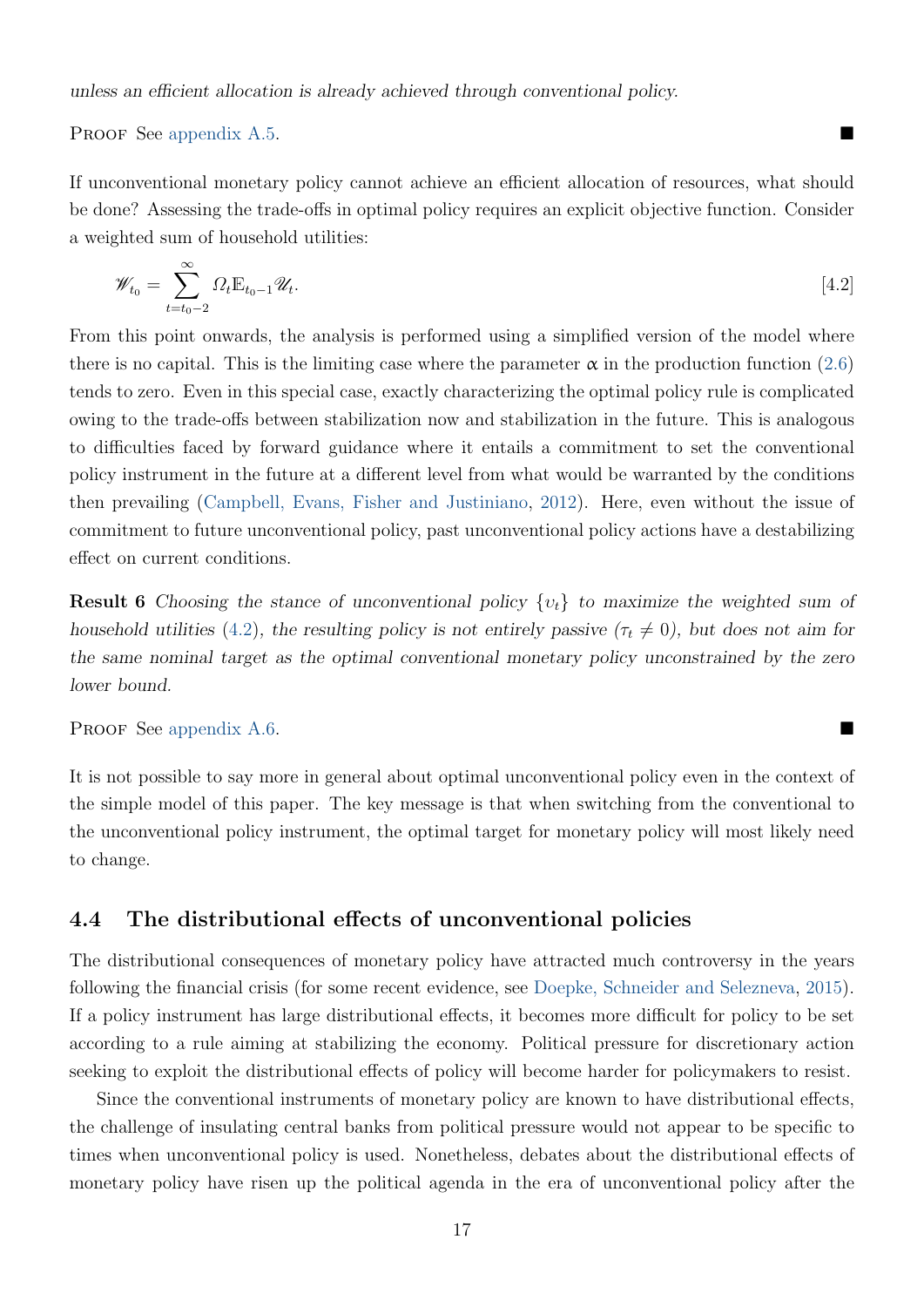*unless an efficient allocation is already achieved through conventional policy.*

Proof See appendix A.5. ■

If unconventional monetary policy cannot achieve an efficient allocation of resources, what should be done? Assessing the trade-offs in optimal policy requires an explicit objective function. Consider a weighted sum of household utilities:

$$\mathscr{W}_{t_0} = \sum_{t=t_0-2}^{\infty} \Omega_t \mathbb{E}_{t_0-1} \mathscr{U}_t. \tag{4.2}$$

From this point onwards, the analysis is performed using a simplified version of the model where there is no capital. This is the limiting case where the parameter $\alpha$ in the production function (2.6) tends to zero. Even in this special case, exactly characterizing the optimal policy rule is complicated owing to the trade-offs between stabilization now and stabilization in the future. This is analogous to difficulties faced by forward guidance where it entails a commitment to set the conventional policy instrument in the future at a different level from what would be warranted by the conditions then prevailing (Campbell, Evans, Fisher and Justiniano, 2012). Here, even without the issue of commitment to future unconventional policy, past unconventional policy actions have a destabilizing effect on current conditions.

**Result 6** *Choosing the stance of unconventional policy $\{\upsilon_t\}$ to maximize the weighted sum of household utilities (4.2), the resulting policy is not entirely passive ($\tau_t \neq 0$), but does not aim for the same nominal target as the optimal conventional monetary policy unconstrained by the zero lower bound.*

Proof See appendix A.6. ■

It is not possible to say more in general about optimal unconventional policy even in the context of the simple model of this paper. The key message is that when switching from the conventional to the unconventional policy instrument, the optimal target for monetary policy will most likely need to change.

## 4.4 The distributional effects of unconventional policies

The distributional consequences of monetary policy have attracted much controversy in the years following the financial crisis (for some recent evidence, see Doepke, Schneider and Selezneva, 2015). If a policy instrument has large distributional effects, it becomes more difficult for policy to be set according to a rule aiming at stabilizing the economy. Political pressure for discretionary action seeking to exploit the distributional effects of policy will become harder for policymakers to resist.

Since the conventional instruments of monetary policy are known to have distributional effects, the challenge of insulating central banks from political pressure would not appear to be specific to times when unconventional policy is used. Nonetheless, debates about the distributional effects of monetary policy have risen up the political agenda in the era of unconventional policy after the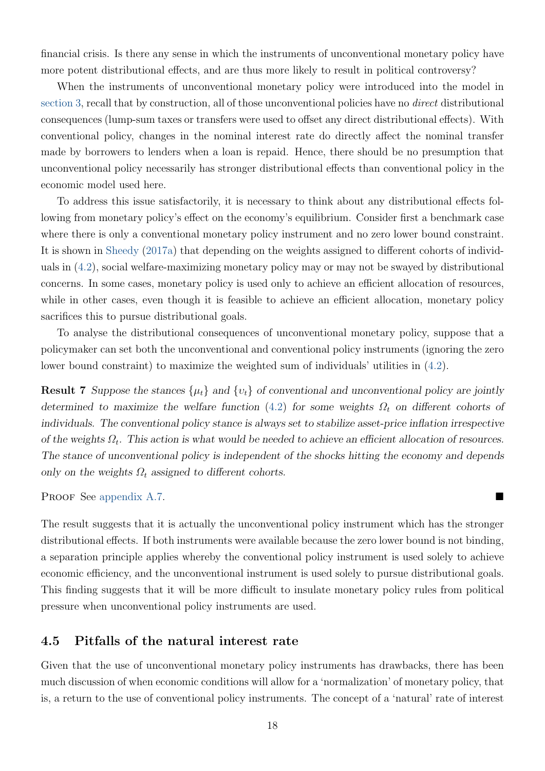financial crisis. Is there any sense in which the instruments of unconventional monetary policy have more potent distributional effects, and are thus more likely to result in political controversy?

When the instruments of unconventional monetary policy were introduced into the model in section 3, recall that by construction, all of those unconventional policies have no *direct* distributional consequences (lump-sum taxes or transfers were used to offset any direct distributional effects). With conventional policy, changes in the nominal interest rate do directly affect the nominal transfer made by borrowers to lenders when a loan is repaid. Hence, there should be no presumption that unconventional policy necessarily has stronger distributional effects than conventional policy in the economic model used here.

To address this issue satisfactorily, it is necessary to think about any distributional effects following from monetary policy's effect on the economy's equilibrium. Consider first a benchmark case where there is only a conventional monetary policy instrument and no zero lower bound constraint. It is shown in Sheedy (2017a) that depending on the weights assigned to different cohorts of individuals in (4.2), social welfare-maximizing monetary policy may or may not be swayed by distributional concerns. In some cases, monetary policy is used only to achieve an efficient allocation of resources, while in other cases, even though it is feasible to achieve an efficient allocation, monetary policy sacrifices this to pursue distributional goals.

To analyse the distributional consequences of unconventional monetary policy, suppose that a policymaker can set both the unconventional and conventional policy instruments (ignoring the zero lower bound constraint) to maximize the weighted sum of individuals' utilities in (4.2).

**Result 7** *Suppose the stances $\{\mu_t\}$ and $\{\upsilon_t\}$ of conventional and unconventional policy are jointly determined to maximize the welfare function (4.2) for some weights $\Omega_t$ on different cohorts of individuals. The conventional policy stance is always set to stabilize asset-price inflation irrespective of the weights $\Omega_t$. This action is what would be needed to achieve an efficient allocation of resources. The stance of unconventional policy is independent of the shocks hitting the economy and depends only on the weights $\Omega_t$ assigned to different cohorts.*

Proof See appendix A.7. ■

The result suggests that it is actually the unconventional policy instrument which has the stronger distributional effects. If both instruments were available because the zero lower bound is not binding, a separation principle applies whereby the conventional policy instrument is used solely to achieve economic efficiency, and the unconventional instrument is used solely to pursue distributional goals. This finding suggests that it will be more difficult to insulate monetary policy rules from political pressure when unconventional policy instruments are used.

## 4.5 Pitfalls of the natural interest rate

Given that the use of unconventional monetary policy instruments has drawbacks, there has been much discussion of when economic conditions will allow for a 'normalization' of monetary policy, that is, a return to the use of conventional policy instruments. The concept of a 'natural' rate of interest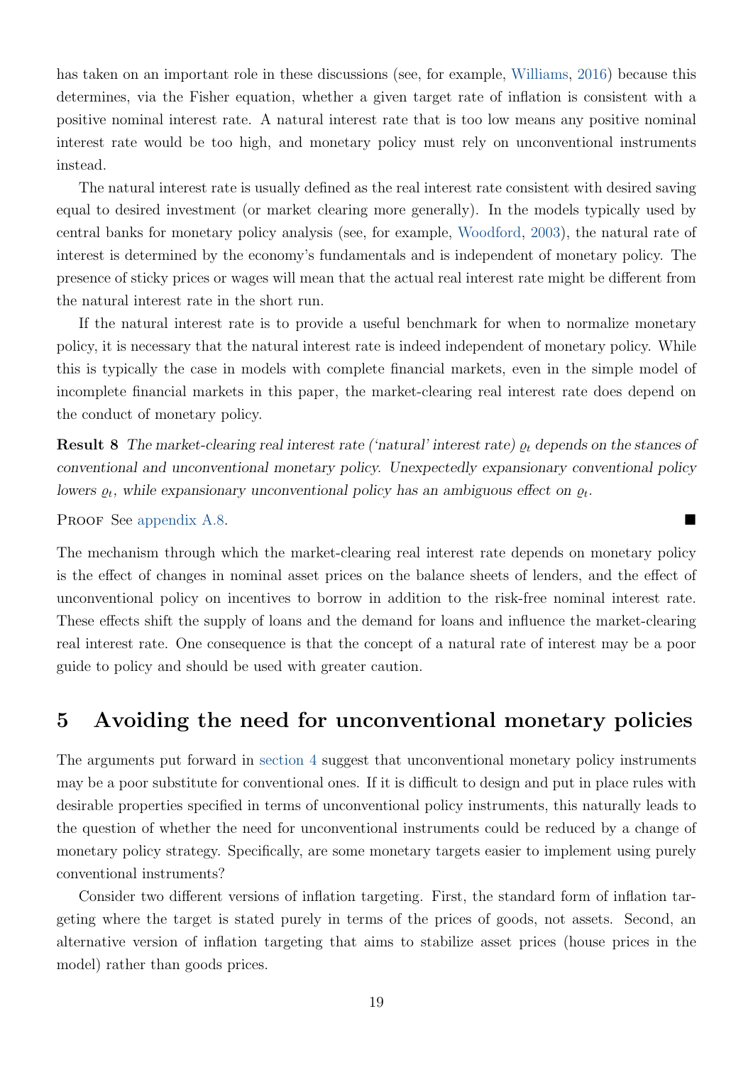has taken on an important role in these discussions (see, for example, Williams, 2016) because this determines, via the Fisher equation, whether a given target rate of inflation is consistent with a positive nominal interest rate. A natural interest rate that is too low means any positive nominal interest rate would be too high, and monetary policy must rely on unconventional instruments instead.

The natural interest rate is usually defined as the real interest rate consistent with desired saving equal to desired investment (or market clearing more generally). In the models typically used by central banks for monetary policy analysis (see, for example, Woodford, 2003), the natural rate of interest is determined by the economy's fundamentals and is independent of monetary policy. The presence of sticky prices or wages will mean that the actual real interest rate might be different from the natural interest rate in the short run.

If the natural interest rate is to provide a useful benchmark for when to normalize monetary policy, it is necessary that the natural interest rate is indeed independent of monetary policy. While this is typically the case in models with complete financial markets, even in the simple model of incomplete financial markets in this paper, the market-clearing real interest rate does depend on the conduct of monetary policy.

**Result 8** *The market-clearing real interest rate ('natural' interest rate) $\varrho_t$ depends on the stances of conventional and unconventional monetary policy. Unexpectedly expansionary conventional policy lowers $\varrho_t$, while expansionary unconventional policy has an ambiguous effect on $\varrho_t$.*

Proof See appendix A.8. ■

The mechanism through which the market-clearing real interest rate depends on monetary policy is the effect of changes in nominal asset prices on the balance sheets of lenders, and the effect of unconventional policy on incentives to borrow in addition to the risk-free nominal interest rate. These effects shift the supply of loans and the demand for loans and influence the market-clearing real interest rate. One consequence is that the concept of a natural rate of interest may be a poor guide to policy and should be used with greater caution.

# 5 Avoiding the need for unconventional monetary policies

The arguments put forward in section 4 suggest that unconventional monetary policy instruments may be a poor substitute for conventional ones. If it is difficult to design and put in place rules with desirable properties specified in terms of unconventional policy instruments, this naturally leads to the question of whether the need for unconventional instruments could be reduced by a change of monetary policy strategy. Specifically, are some monetary targets easier to implement using purely conventional instruments?

Consider two different versions of inflation targeting. First, the standard form of inflation targeting where the target is stated purely in terms of the prices of goods, not assets. Second, an alternative version of inflation targeting that aims to stabilize asset prices (house prices in the model) rather than goods prices.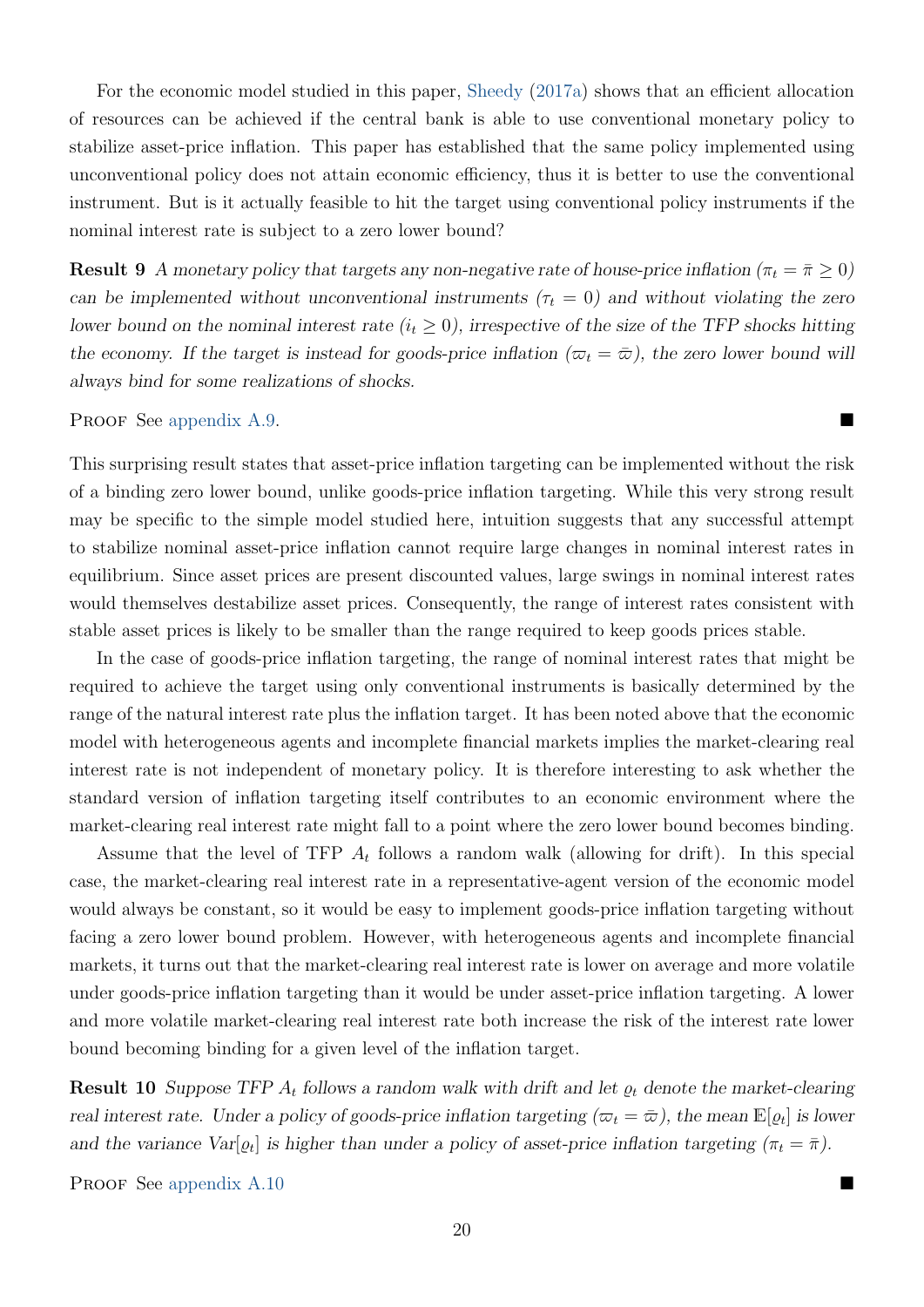For the economic model studied in this paper, Sheedy (2017a) shows that an efficient allocation of resources can be achieved if the central bank is able to use conventional monetary policy to stabilize asset-price inflation. This paper has established that the same policy implemented using unconventional policy does not attain economic efficiency, thus it is better to use the conventional instrument. But is it actually feasible to hit the target using conventional policy instruments if the nominal interest rate is subject to a zero lower bound?

**Result 9** *A monetary policy that targets any non-negative rate of house-price inflation ($\pi_t = \bar{\pi} \geq 0$) can be implemented without unconventional instruments ($\tau_t = 0$) and without violating the zero lower bound on the nominal interest rate ($i_t \geq 0$), irrespective of the size of the TFP shocks hitting the economy. If the target is instead for goods-price inflation ($\varpi_t = \bar{\varpi}$), the zero lower bound will always bind for some realizations of shocks.*

Proof See appendix A.9. ■

This surprising result states that asset-price inflation targeting can be implemented without the risk of a binding zero lower bound, unlike goods-price inflation targeting. While this very strong result may be specific to the simple model studied here, intuition suggests that any successful attempt to stabilize nominal asset-price inflation cannot require large changes in nominal interest rates in equilibrium. Since asset prices are present discounted values, large swings in nominal interest rates would themselves destabilize asset prices. Consequently, the range of interest rates consistent with stable asset prices is likely to be smaller than the range required to keep goods prices stable.

In the case of goods-price inflation targeting, the range of nominal interest rates that might be required to achieve the target using only conventional instruments is basically determined by the range of the natural interest rate plus the inflation target. It has been noted above that the economic model with heterogeneous agents and incomplete financial markets implies the market-clearing real interest rate is not independent of monetary policy. It is therefore interesting to ask whether the standard version of inflation targeting itself contributes to an economic environment where the market-clearing real interest rate might fall to a point where the zero lower bound becomes binding.

Assume that the level of TFP $A_t$ follows a random walk (allowing for drift). In this special case, the market-clearing real interest rate in a representative-agent version of the economic model would always be constant, so it would be easy to implement goods-price inflation targeting without facing a zero lower bound problem. However, with heterogeneous agents and incomplete financial markets, it turns out that the market-clearing real interest rate is lower on average and more volatile under goods-price inflation targeting than it would be under asset-price inflation targeting. A lower and more volatile market-clearing real interest rate both increase the risk of the interest rate lower bound becoming binding for a given level of the inflation target.

**Result 10** *Suppose TFP $A_t$ follows a random walk with drift and let $\varrho_t$ denote the market-clearing real interest rate. Under a policy of goods-price inflation targeting ($\varpi_t = \bar{\varpi}$), the mean $\mathbb{E}[\varrho_t]$ is lower and the variance $\mathrm{Var}[\varrho_t]$ is higher than under a policy of asset-price inflation targeting ($\pi_t = \bar{\pi}$).*

Proof See appendix A.10 ■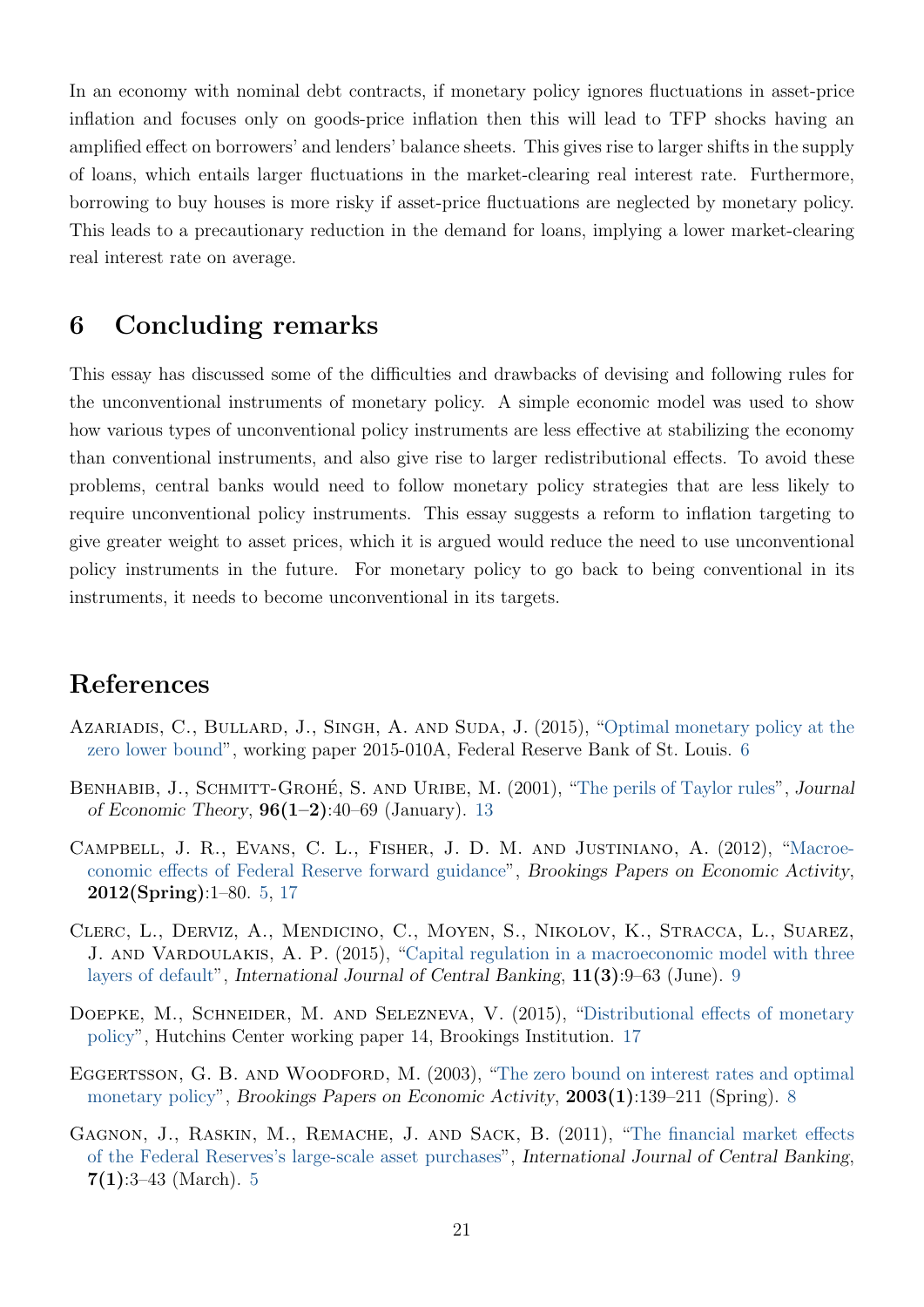In an economy with nominal debt contracts, if monetary policy ignores fluctuations in asset-price inflation and focuses only on goods-price inflation then this will lead to TFP shocks having an amplified effect on borrowers' and lenders' balance sheets. This gives rise to larger shifts in the supply of loans, which entails larger fluctuations in the market-clearing real interest rate. Furthermore, borrowing to buy houses is more risky if asset-price fluctuations are neglected by monetary policy. This leads to a precautionary reduction in the demand for loans, implying a lower market-clearing real interest rate on average.

## 6 Concluding remarks

This essay has discussed some of the difficulties and drawbacks of devising and following rules for the unconventional instruments of monetary policy. A simple economic model was used to show how various types of unconventional policy instruments are less effective at stabilizing the economy than conventional instruments, and also give rise to larger redistributional effects. To avoid these problems, central banks would need to follow monetary policy strategies that are less likely to require unconventional policy instruments. This essay suggests a reform to inflation targeting to give greater weight to asset prices, which it is argued would reduce the need to use unconventional policy instruments in the future. For monetary policy to go back to being conventional in its instruments, it needs to become unconventional in its targets.

## References

Azariadis, C., Bullard, J., Singh, A. and Suda, J. (2015), "Optimal monetary policy at the zero lower bound", working paper 2015-010A, Federal Reserve Bank of St. Louis. 6

Benhabib, J., Schmitt-Grohé, S. and Uribe, M. (2001), "The perils of Taylor rules", *Journal of Economic Theory*, **96(1–2)**:40–69 (January). 13

Campbell, J. R., Evans, C. L., Fisher, J. D. M. and Justiniano, A. (2012), "Macroeconomic effects of Federal Reserve forward guidance", *Brookings Papers on Economic Activity*, **2012(Spring)**:1–80. 5, 17

Clerc, L., Derviz, A., Mendicino, C., Moyen, S., Nikolov, K., Stracca, L., Suarez, J. and Vardoulakis, A. P. (2015), "Capital regulation in a macroeconomic model with three layers of default", *International Journal of Central Banking*, **11(3)**:9–63 (June). 9

Doepke, M., Schneider, M. and Selezneva, V. (2015), "Distributional effects of monetary policy", Hutchins Center working paper 14, Brookings Institution. 17

Eggertsson, G. B. and Woodford, M. (2003), "The zero bound on interest rates and optimal monetary policy", *Brookings Papers on Economic Activity*, **2003(1)**:139–211 (Spring). 8

Gagnon, J., Raskin, M., Remache, J. and Sack, B. (2011), "The financial market effects of the Federal Reserves's large-scale asset purchases", *International Journal of Central Banking*, **7(1)**:3–43 (March). 5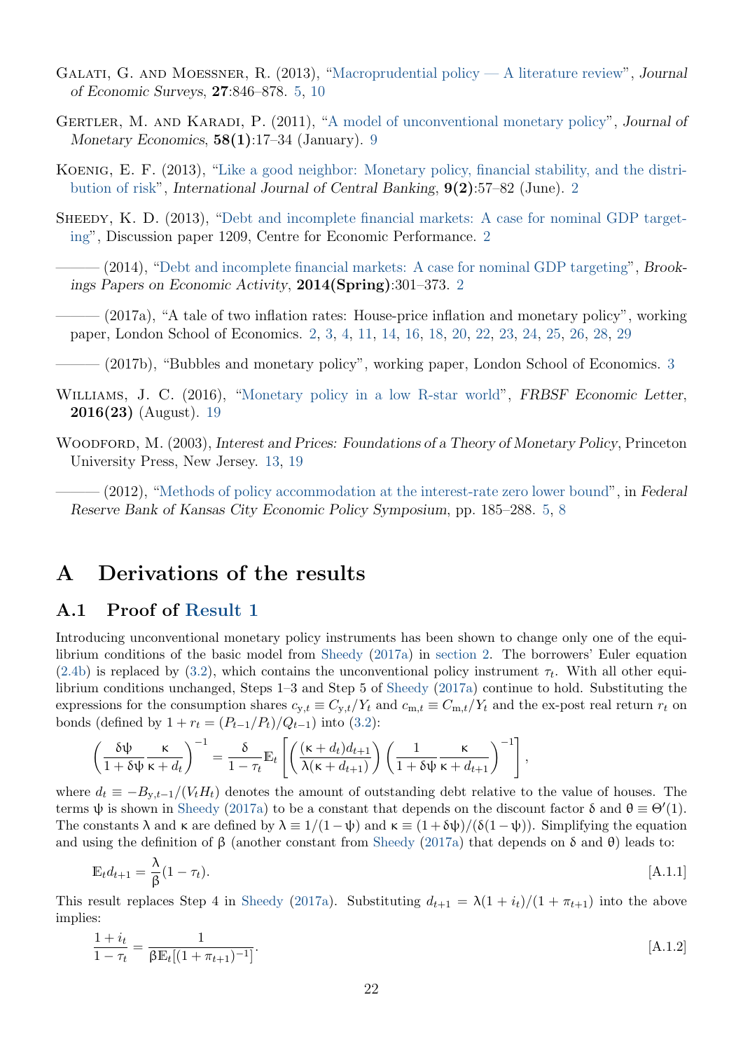Galati, G. and Moessner, R. (2013), "Macroprudential policy — A literature review", *Journal of Economic Surveys*, **27**:846–878. 5, 10

Gertler, M. and Karadi, P. (2011), "A model of unconventional monetary policy", *Journal of Monetary Economics*, **58(1)**:17–34 (January). 9

Koenig, E. F. (2013), "Like a good neighbor: Monetary policy, financial stability, and the distribution of risk", *International Journal of Central Banking*, **9(2)**:57–82 (June). 2

Sheedy, K. D. (2013), "Debt and incomplete financial markets: A case for nominal GDP targeting", Discussion paper 1209, Centre for Economic Performance. 2

——— (2014), "Debt and incomplete financial markets: A case for nominal GDP targeting", *Brookings Papers on Economic Activity*, **2014(Spring)**:301–373. 2

——— (2017a), "A tale of two inflation rates: House-price inflation and monetary policy", working paper, London School of Economics. 2, 3, 4, 11, 14, 16, 18, 20, 22, 23, 24, 25, 26, 28, 29

——— (2017b), "Bubbles and monetary policy", working paper, London School of Economics. 3

Williams, J. C. (2016), "Monetary policy in a low R-star world", *FRBSF Economic Letter*, **2016(23)** (August). 19

Woodford, M. (2003), *Interest and Prices: Foundations of a Theory of Monetary Policy*, Princeton University Press, New Jersey. 13, 19

——— (2012), "Methods of policy accommodation at the interest-rate zero lower bound", in *Federal Reserve Bank of Kansas City Economic Policy Symposium*, pp. 185–288. 5, 8

# A Derivations of the results

## A.1 Proof of Result 1

Introducing unconventional monetary policy instruments has been shown to change only one of the equilibrium conditions of the basic model from Sheedy (2017a) in section 2. The borrowers' Euler equation (2.4b) is replaced by (3.2), which contains the unconventional policy instrument $\tau_t$. With all other equilibrium conditions unchanged, Steps 1–3 and Step 5 of Sheedy (2017a) continue to hold. Substituting the expressions for the consumption shares $c_{\mathrm{y},t} \equiv C_{\mathrm{y},t}/Y_t$ and $c_{\mathrm{m},t} \equiv C_{\mathrm{m},t}/Y_t$ and the ex-post real return $r_t$ on bonds (defined by $1 + r_t = (P_{t-1}/P_t)/Q_{t-1}$) into (3.2):

$$\left(\frac{\delta\psi}{1+\delta\psi}\frac{\kappa}{\kappa+d_t}\right)^{-1} = \frac{\delta}{1-\tau_t}\mathbb{E}_t\left[\left(\frac{(\kappa+d_t)d_{t+1}}{\lambda(\kappa+d_{t+1})}\right)\left(\frac{1}{1+\delta\psi}\frac{\kappa}{\kappa+d_{t+1}}\right)^{-1}\right],$$

where $d_t \equiv -B_{\mathrm{y},t-1}/(V_t H_t)$ denotes the amount of outstanding debt relative to the value of houses. The terms $\psi$ is shown in Sheedy (2017a) to be a constant that depends on the discount factor $\delta$ and $\theta \equiv \Theta'(1)$. The constants $\lambda$ and $\kappa$ are defined by $\lambda \equiv 1/(1-\psi)$ and $\kappa \equiv (1+\delta\psi)/(\delta(1-\psi))$. Simplifying the equation and using the definition of $\beta$ (another constant from Sheedy (2017a) that depends on $\delta$ and $\theta$) leads to:

$$\mathbb{E}_t d_{t+1} = \frac{\lambda}{\beta}(1-\tau_t). \tag{A.1.1}$$

This result replaces Step 4 in Sheedy (2017a). Substituting $d_{t+1} = \lambda(1+i_t)/(1+\pi_{t+1})$ into the above implies:

$$\frac{1+i_t}{1-\tau_t} = \frac{1}{\beta\mathbb{E}_t[(1+\pi_{t+1})^{-1}]}. \tag{A.1.2}$$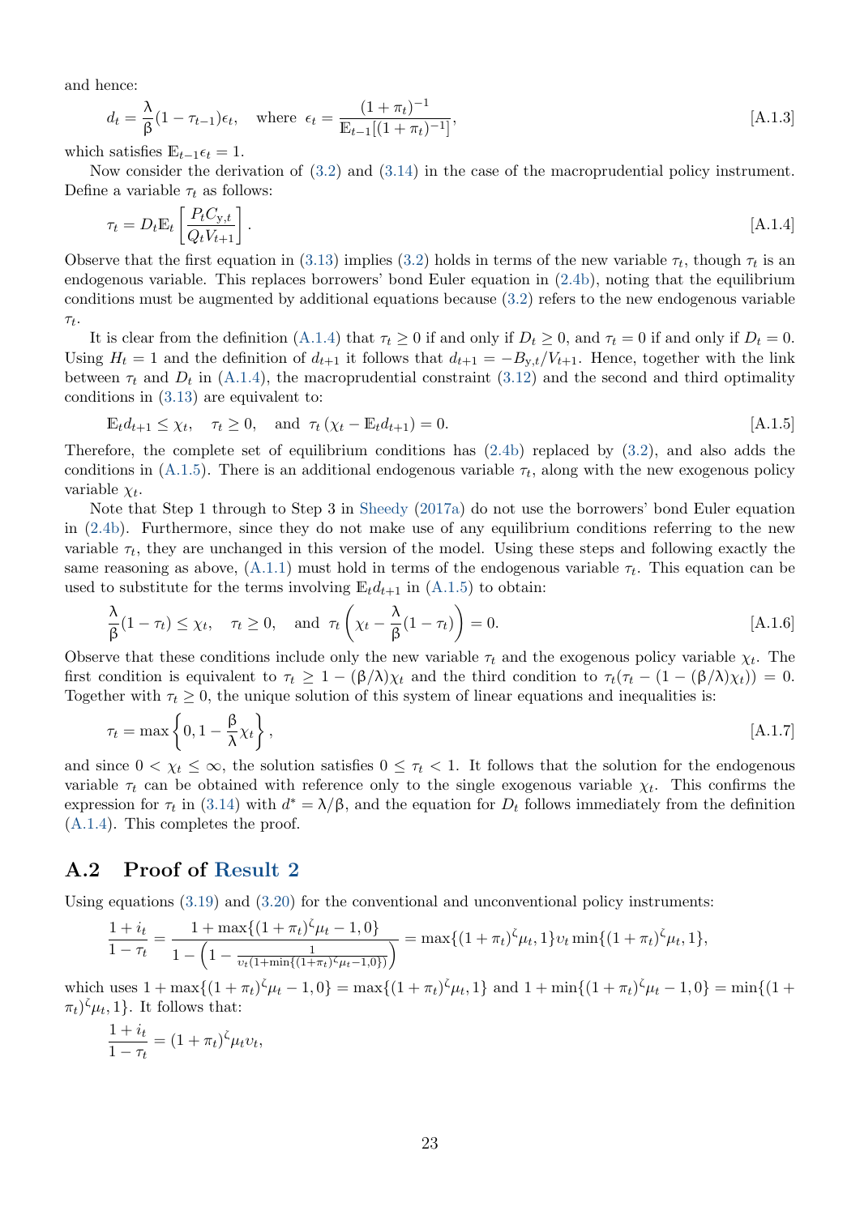and hence:

$$d_t = \frac{\lambda}{\beta}(1-\tau_{t-1})\epsilon_t, \quad \text{where } \epsilon_t = \frac{(1+\pi_t)^{-1}}{\mathbb{E}_{t-1}[(1+\pi_t)^{-1}]}, \tag{A.1.3}$$

which satisfies $\mathbb{E}_{t-1}\epsilon_t = 1$.

Now consider the derivation of (3.2) and (3.14) in the case of the macroprudential policy instrument. Define a variable $\tau_t$ as follows:

$$\tau_t = D_t \mathbb{E}_t\left[\frac{P_t C_{\mathrm{y},t}}{Q_t V_{t+1}}\right]. \tag{A.1.4}$$

Observe that the first equation in (3.13) implies (3.2) holds in terms of the new variable $\tau_t$, though $\tau_t$ is an endogenous variable. This replaces borrowers' bond Euler equation in (2.4b), noting that the equilibrium conditions must be augmented by additional equations because (3.2) refers to the new endogenous variable $\tau_t$.

It is clear from the definition (A.1.4) that $\tau_t \geq 0$ if and only if $D_t \geq 0$, and $\tau_t = 0$ if and only if $D_t = 0$. Using $H_t = 1$ and the definition of $d_{t+1}$ it follows that $d_{t+1} = -B_{\mathrm{y},t}/V_{t+1}$. Hence, together with the link between $\tau_t$ and $D_t$ in (A.1.4), the macroprudential constraint (3.12) and the second and third optimality conditions in (3.13) are equivalent to:

$$\mathbb{E}_t d_{t+1} \leq \chi_t, \quad \tau_t \geq 0, \quad \text{and } \tau_t\left(\chi_t - \mathbb{E}_t d_{t+1}\right) = 0. \tag{A.1.5}$$

Therefore, the complete set of equilibrium conditions has (2.4b) replaced by (3.2), and also adds the conditions in (A.1.5). There is an additional endogenous variable $\tau_t$, along with the new exogenous policy variable $\chi_t$.

Note that Step 1 through to Step 3 in Sheedy (2017a) do not use the borrowers' bond Euler equation in (2.4b). Furthermore, since they do not make use of any equilibrium conditions referring to the new variable $\tau_t$, they are unchanged in this version of the model. Using these steps and following exactly the same reasoning as above, (A.1.1) must hold in terms of the endogenous variable $\tau_t$. This equation can be used to substitute for the terms involving $\mathbb{E}_t d_{t+1}$ in (A.1.5) to obtain:

$$\frac{\lambda}{\beta}(1-\tau_t) \leq \chi_t, \quad \tau_t \geq 0, \quad \text{and } \tau_t\left(\chi_t - \frac{\lambda}{\beta}(1-\tau_t)\right) = 0. \tag{A.1.6}$$

Observe that these conditions include only the new variable $\tau_t$ and the exogenous policy variable $\chi_t$. The first condition is equivalent to $\tau_t \geq 1 - (\beta/\lambda)\chi_t$ and the third condition to $\tau_t(\tau_t - (1-(\beta/\lambda)\chi_t)) = 0$. Together with $\tau_t \geq 0$, the unique solution of this system of linear equations and inequalities is:

$$\tau_t = \max\left\{0, 1 - \frac{\beta}{\lambda}\chi_t\right\}, \tag{A.1.7}$$

and since $0 < \chi_t \leq \infty$, the solution satisfies $0 \leq \tau_t < 1$. It follows that the solution for the endogenous variable $\tau_t$ can be obtained with reference only to the single exogenous variable $\chi_t$. This confirms the expression for $\tau_t$ in (3.14) with $d^* = \lambda/\beta$, and the equation for $D_t$ follows immediately from the definition (A.1.4). This completes the proof.

## A.2 Proof of Result 2

Using equations (3.19) and (3.20) for the conventional and unconventional policy instruments:

$$\frac{1+i_t}{1-\tau_t} = \frac{1+\max\{(1+\pi_t)^{\zeta}\mu_t - 1, 0\}}{1-\left(1-\frac{1}{\upsilon_t(1+\min\{(1+\pi_t)^{\zeta}\mu_t - 1, 0\})}\right)} = \max\{(1+\pi_t)^{\zeta}\mu_t, 1\}\upsilon_t \min\{(1+\pi_t)^{\zeta}\mu_t, 1\},$$

which uses $1+\max\{(1+\pi_t)^{\zeta}\mu_t - 1, 0\} = \max\{(1+\pi_t)^{\zeta}\mu_t, 1\}$ and $1+\min\{(1+\pi_t)^{\zeta}\mu_t - 1, 0\} = \min\{(1+\pi_t)^{\zeta}\mu_t, 1\}$. It follows that:

$$\frac{1+i_t}{1-\tau_t} = (1+\pi_t)^{\zeta}\mu_t\upsilon_t,$$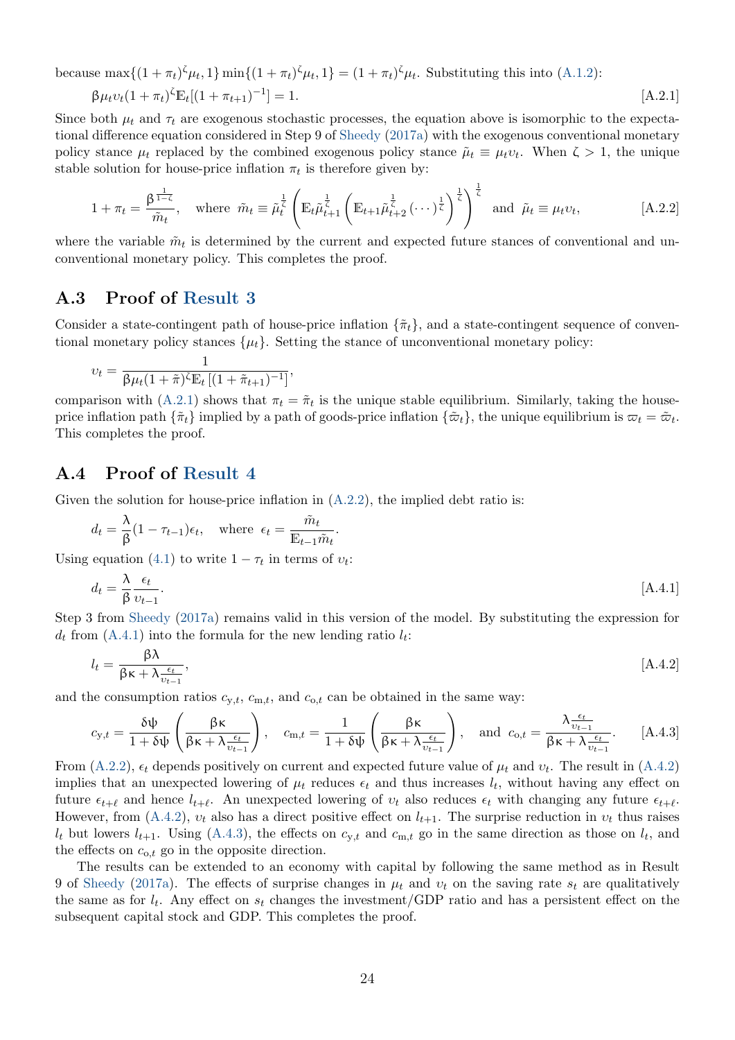because $\max\{(1+\pi_t)^\zeta \mu_t, 1\} \min\{(1+\pi_t)^\zeta \mu_t, 1\} = (1+\pi_t)^\zeta \mu_t$. Substituting this into (A.1.2):

$$\beta \mu_t \upsilon_t (1+\pi_t)^\zeta \mathbb{E}_t[(1+\pi_{t+1})^{-1}] = 1. \tag{A.2.1}$$

Since both $\mu_t$ and $\tau_t$ are exogenous stochastic processes, the equation above is isomorphic to the expectational difference equation considered in Step 9 of Sheedy (2017a) with the exogenous conventional monetary policy stance $\mu_t$ replaced by the combined exogenous policy stance $\tilde{\mu}_t \equiv \mu_t \upsilon_t$. When $\zeta > 1$, the unique stable solution for house-price inflation $\pi_t$ is therefore given by:

$$1+\pi_t = \frac{\beta^{\frac{1}{1-\zeta}}}{\tilde{m}_t}, \quad \text{where } \tilde{m}_t \equiv \tilde{\mu}_t^{\frac{1}{\zeta}} \left( \mathbb{E}_t \tilde{\mu}_{t+1}^{\frac{1}{\zeta}} \left( \mathbb{E}_{t+1} \tilde{\mu}_{t+2}^{\frac{1}{\zeta}} (\cdots)^{\frac{1}{\zeta}} \right)^{\frac{1}{\zeta}} \right)^{\frac{1}{\zeta}} \text{ and } \tilde{\mu}_t \equiv \mu_t \upsilon_t, \tag{A.2.2}$$

where the variable $\tilde{m}_t$ is determined by the current and expected future stances of conventional and unconventional monetary policy. This completes the proof.

## A.3 Proof of Result 3

Consider a state-contingent path of house-price inflation $\{\tilde{\pi}_t\}$, and a state-contingent sequence of conventional monetary policy stances $\{\mu_t\}$. Setting the stance of unconventional monetary policy:

$$\upsilon_t = \frac{1}{\beta \mu_t (1+\tilde{\pi})^\zeta \mathbb{E}_t \left[ (1+\tilde{\pi}_{t+1})^{-1} \right]},$$

comparison with (A.2.1) shows that $\pi_t = \tilde{\pi}_t$ is the unique stable equilibrium. Similarly, taking the house-price inflation path $\{\tilde{\pi}_t\}$ implied by a path of goods-price inflation $\{\tilde{\varpi}_t\}$, the unique equilibrium is $\varpi_t = \tilde{\varpi}_t$. This completes the proof.

## A.4 Proof of Result 4

Given the solution for house-price inflation in (A.2.2), the implied debt ratio is:

$$d_t = \frac{\lambda}{\beta}(1-\tau_{t-1})\epsilon_t, \quad \text{where } \epsilon_t = \frac{\tilde{m}_t}{\mathbb{E}_{t-1}\tilde{m}_t}.$$

Using equation (4.1) to write $1-\tau_t$ in terms of $\upsilon_t$:

$$d_t = \frac{\lambda}{\beta} \frac{\epsilon_t}{\upsilon_{t-1}}. \tag{A.4.1}$$

Step 3 from Sheedy (2017a) remains valid in this version of the model. By substituting the expression for $d_t$ from (A.4.1) into the formula for the new lending ratio $l_t$:

$$l_t = \frac{\beta\lambda}{\beta\kappa + \lambda \frac{\epsilon_t}{\upsilon_{t-1}}}, \tag{A.4.2}$$

and the consumption ratios $c_{\mathrm{y},t}$, $c_{\mathrm{m},t}$, and $c_{\mathrm{o},t}$ can be obtained in the same way:

$$c_{\mathrm{y},t} = \frac{\delta\psi}{1+\delta\psi}\left(\frac{\beta\kappa}{\beta\kappa + \lambda\frac{\epsilon_t}{\upsilon_{t-1}}}\right), \quad c_{\mathrm{m},t} = \frac{1}{1+\delta\psi}\left(\frac{\beta\kappa}{\beta\kappa + \lambda\frac{\epsilon_t}{\upsilon_{t-1}}}\right), \quad \text{and } c_{\mathrm{o},t} = \frac{\lambda\frac{\epsilon_t}{\upsilon_{t-1}}}{\beta\kappa + \lambda\frac{\epsilon_t}{\upsilon_{t-1}}}. \tag{A.4.3}$$

From (A.2.2), $\epsilon_t$ depends positively on current and expected future value of $\mu_t$ and $\upsilon_t$. The result in (A.4.2) implies that an unexpected lowering of $\mu_t$ reduces $\epsilon_t$ and thus increases $l_t$, without having any effect on future $\epsilon_{t+\ell}$ and hence $l_{t+\ell}$. An unexpected lowering of $\upsilon_t$ also reduces $\epsilon_t$ with changing any future $\epsilon_{t+\ell}$. However, from (A.4.2), $\upsilon_t$ also has a direct positive effect on $l_{t+1}$. The surprise reduction in $\upsilon_t$ thus raises $l_t$ but lowers $l_{t+1}$. Using (A.4.3), the effects on $c_{\mathrm{y},t}$ and $c_{\mathrm{m},t}$ go in the same direction as those on $l_t$, and the effects on $c_{\mathrm{o},t}$ go in the opposite direction.

The results can be extended to an economy with capital by following the same method as in Result 9 of Sheedy (2017a). The effects of surprise changes in $\mu_t$ and $\upsilon_t$ on the saving rate $s_t$ are qualitatively the same as for $l_t$. Any effect on $s_t$ changes the investment/GDP ratio and has a persistent effect on the subsequent capital stock and GDP. This completes the proof.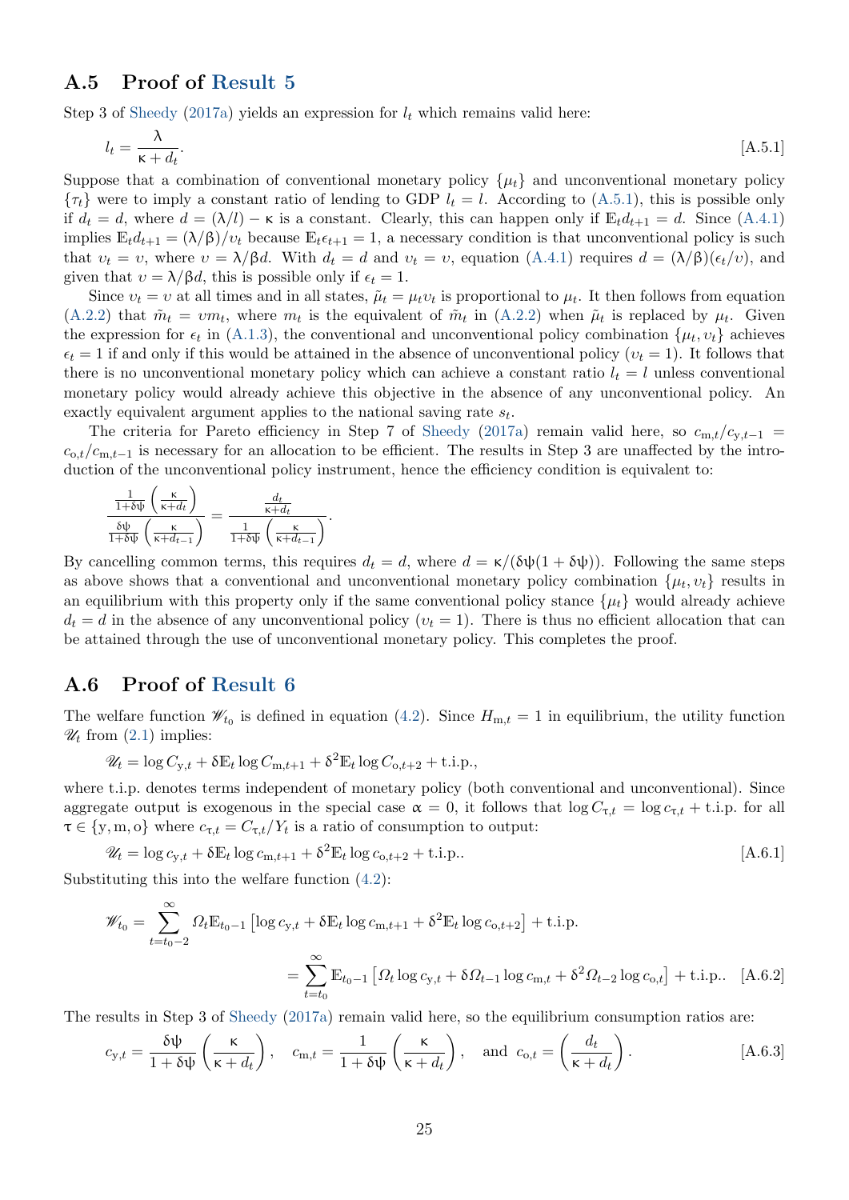## A.5 Proof of Result 5

Step 3 of Sheedy (2017a) yields an expression for $l_t$ which remains valid here:

$$l_t = \frac{\lambda}{\kappa + d_t}. \tag{A.5.1}$$

Suppose that a combination of conventional monetary policy $\{\mu_t\}$ and unconventional monetary policy $\{\tau_t\}$ were to imply a constant ratio of lending to GDP $l_t = l$. According to (A.5.1), this is possible only if $d_t = d$, where $d = (\lambda/l) - \kappa$ is a constant. Clearly, this can happen only if $\mathbb{E}_t d_{t+1} = d$. Since (A.4.1) implies $\mathbb{E}_t d_{t+1} = (\lambda/\beta)/\upsilon_t$ because $\mathbb{E}_t \epsilon_{t+1} = 1$, a necessary condition is that unconventional policy is such that $\upsilon_t = \upsilon$, where $\upsilon = \lambda/\beta d$. With $d_t = d$ and $\upsilon_t = \upsilon$, equation (A.4.1) requires $d = (\lambda/\beta)(\epsilon_t/\upsilon)$, and given that $\upsilon = \lambda/\beta d$, this is possible only if $\epsilon_t = 1$.

Since $\upsilon_t = \upsilon$ at all times and in all states, $\tilde{\mu}_t = \mu_t \upsilon_t$ is proportional to $\mu_t$. It then follows from equation (A.2.2) that $\tilde{m}_t = \upsilon m_t$, where $m_t$ is the equivalent of $\tilde{m}_t$ in (A.2.2) when $\tilde{\mu}_t$ is replaced by $\mu_t$. Given the expression for $\epsilon_t$ in (A.1.3), the conventional and unconventional policy combination $\{\mu_t, \upsilon_t\}$ achieves $\epsilon_t = 1$ if and only if this would be attained in the absence of unconventional policy ($\upsilon_t = 1$). It follows that there is no unconventional monetary policy which can achieve a constant ratio $l_t = l$ unless conventional monetary policy would already achieve this objective in the absence of any unconventional policy. An exactly equivalent argument applies to the national saving rate $s_t$.

The criteria for Pareto efficiency in Step 7 of Sheedy (2017a) remain valid here, so $c_{\mathrm{m},t}/c_{\mathrm{y},t-1} = c_{\mathrm{o},t}/c_{\mathrm{m},t-1}$ is necessary for an allocation to be efficient. The results in Step 3 are unaffected by the introduction of the unconventional policy instrument, hence the efficiency condition is equivalent to:

$$\frac{\frac{1}{1+\delta\psi}\left(\frac{\kappa}{\kappa+d_t}\right)}{\frac{\delta\psi}{1+\delta\psi}\left(\frac{\kappa}{\kappa+d_{t-1}}\right)} = \frac{\frac{d_t}{\kappa+d_t}}{\frac{1}{1+\delta\psi}\left(\frac{\kappa}{\kappa+d_{t-1}}\right)}.$$

By cancelling common terms, this requires $d_t = d$, where $d = \kappa/(\delta\psi(1+\delta\psi))$. Following the same steps as above shows that a conventional and unconventional monetary policy combination $\{\mu_t, \upsilon_t\}$ results in an equilibrium with this property only if the same conventional policy stance $\{\mu_t\}$ would already achieve $d_t = d$ in the absence of any unconventional policy ($\upsilon_t = 1$). There is thus no efficient allocation that can be attained through the use of unconventional monetary policy. This completes the proof.

## A.6 Proof of Result 6

The welfare function $\mathscr{W}_{t_0}$ is defined in equation (4.2). Since $H_{\mathrm{m},t} = 1$ in equilibrium, the utility function $\mathscr{U}_t$ from (2.1) implies:

$$\mathscr{U}_t = \log C_{\mathrm{y},t} + \delta \mathbb{E}_t \log C_{\mathrm{m},t+1} + \delta^2 \mathbb{E}_t \log C_{\mathrm{o},t+2} + \text{t.i.p.},$$

where t.i.p. denotes terms independent of monetary policy (both conventional and unconventional). Since aggregate output is exogenous in the special case $\alpha = 0$, it follows that $\log C_{\tau,t} = \log c_{\tau,t} + \text{t.i.p.}$ for all $\tau \in \{\mathrm{y}, \mathrm{m}, \mathrm{o}\}$ where $c_{\tau,t} = C_{\tau,t}/Y_t$ is a ratio of consumption to output:

$$\mathscr{U}_t = \log c_{\mathrm{y},t} + \delta \mathbb{E}_t \log c_{\mathrm{m},t+1} + \delta^2 \mathbb{E}_t \log c_{\mathrm{o},t+2} + \text{t.i.p.}. \tag{A.6.1}$$

Substituting this into the welfare function (4.2):

$$\mathscr{W}_{t_0} = \sum_{t=t_0-2}^{\infty} \varOmega_t \mathbb{E}_{t_0-1}\left[\log c_{\mathrm{y},t} + \delta \mathbb{E}_t \log c_{\mathrm{m},t+1} + \delta^2 \mathbb{E}_t \log c_{\mathrm{o},t+2}\right] + \text{t.i.p.}$$

$$= \sum_{t=t_0}^{\infty} \mathbb{E}_{t_0-1}\left[\varOmega_t \log c_{\mathrm{y},t} + \delta \varOmega_{t-1} \log c_{\mathrm{m},t} + \delta^2 \varOmega_{t-2} \log c_{\mathrm{o},t}\right] + \text{t.i.p.}. \tag{A.6.2}$$

The results in Step 3 of Sheedy (2017a) remain valid here, so the equilibrium consumption ratios are:

$$c_{\mathrm{y},t} = \frac{\delta\psi}{1+\delta\psi}\left(\frac{\kappa}{\kappa+d_t}\right), \quad c_{\mathrm{m},t} = \frac{1}{1+\delta\psi}\left(\frac{\kappa}{\kappa+d_t}\right), \quad \text{and} \quad c_{\mathrm{o},t} = \left(\frac{d_t}{\kappa+d_t}\right). \tag{A.6.3}$$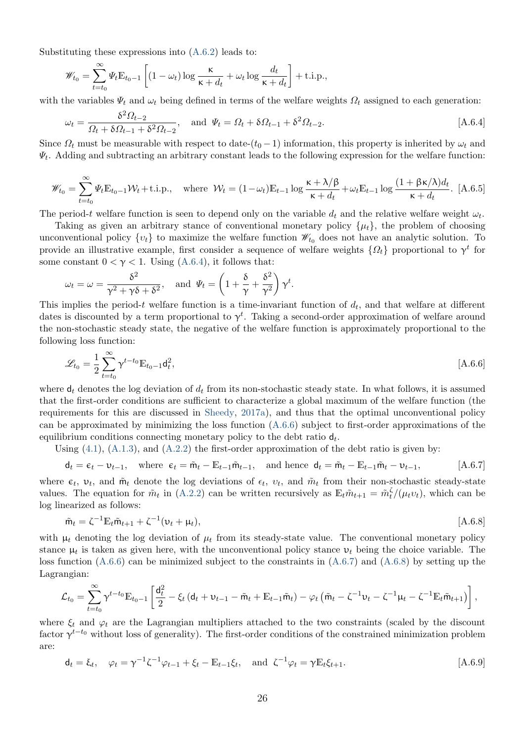Substituting these expressions into (A.6.2) leads to:

$$\mathscr{W}_{t_0} = \sum_{t=t_0}^{\infty} \Psi_t \mathbb{E}_{t_0-1}\left[(1-\omega_t)\log\frac{\kappa}{\kappa+d_t} + \omega_t \log\frac{d_t}{\kappa+d_t}\right] + \text{t.i.p.},$$

with the variables $\Psi_t$ and $\omega_t$ being defined in terms of the welfare weights $\Omega_t$ assigned to each generation:

$$\omega_t = \frac{\delta^2\Omega_{t-2}}{\Omega_t + \delta\Omega_{t-1} + \delta^2\Omega_{t-2}}, \quad \text{and} \quad \Psi_t = \Omega_t + \delta\Omega_{t-1} + \delta^2\Omega_{t-2}. \tag{A.6.4}$$

Since $\Omega_t$ must be measurable with respect to date-$(t_0-1)$ information, this property is inherited by $\omega_t$ and $\Psi_t$. Adding and subtracting an arbitrary constant leads to the following expression for the welfare function:

$$\mathscr{W}_{t_0} = \sum_{t=t_0}^{\infty} \Psi_t \mathbb{E}_{t_0-1}\mathcal{W}_t + \text{t.i.p.}, \quad \text{where } \mathcal{W}_t = (1-\omega_t)\mathbb{E}_{t-1}\log\frac{\kappa+\lambda/\beta}{\kappa+d_t} + \omega_t\mathbb{E}_{t-1}\log\frac{(1+\beta\kappa/\lambda)d_t}{\kappa+d_t}. \tag{A.6.5}$$

The period-$t$ welfare function is seen to depend only on the variable $d_t$ and the relative welfare weight $\omega_t$.

Taking as given an arbitrary stance of conventional monetary policy $\{\mu_t\}$, the problem of choosing unconventional policy $\{\upsilon_t\}$ to maximize the welfare function $\mathscr{W}_{t_0}$ does not have an analytic solution. To provide an illustrative example, first consider a sequence of welfare weights $\{\Omega_t\}$ proportional to $\gamma^t$ for some constant $0 < \gamma < 1$. Using (A.6.4), it follows that:

$$\omega_t = \omega = \frac{\delta^2}{\gamma^2 + \gamma\delta + \delta^2}, \quad \text{and} \quad \Psi_t = \left(1 + \frac{\delta}{\gamma} + \frac{\delta^2}{\gamma^2}\right)\gamma^t.$$

This implies the period-$t$ welfare function is a time-invariant function of $d_t$, and that welfare at different dates is discounted by a term proportional to $\gamma^t$. Taking a second-order approximation of welfare around the non-stochastic steady state, the negative of the welfare function is approximately proportional to the following loss function:

$$\mathscr{L}_{t_0} = \frac{1}{2}\sum_{t=t_0}^{\infty} \gamma^{t-t_0}\mathbb{E}_{t_0-1}\mathsf{d}_t^2, \tag{A.6.6}$$

where $\mathsf{d}_t$ denotes the log deviation of $d_t$ from its non-stochastic steady state. In what follows, it is assumed that the first-order conditions are sufficient to characterize a global maximum of the welfare function (the requirements for this are discussed in Sheedy, 2017a), and thus that the optimal unconventional policy can be approximated by minimizing the loss function (A.6.6) subject to first-order approximations of the equilibrium conditions connecting monetary policy to the debt ratio $\mathsf{d}_t$.

Using (4.1), (A.1.3), and (A.2.2) the first-order approximation of the debt ratio is given by:

$$\mathsf{d}_t = \epsilon_t - \upsilon_{t-1}, \quad \text{where } \epsilon_t = \tilde{\mathsf{m}}_t - \mathbb{E}_{t-1}\tilde{\mathsf{m}}_{t-1}, \quad \text{and hence } \mathsf{d}_t = \tilde{\mathsf{m}}_t - \mathbb{E}_{t-1}\tilde{\mathsf{m}}_t - \upsilon_{t-1}, \tag{A.6.7}$$

where $\epsilon_t$, $\upsilon_t$, and $\tilde{\mathsf{m}}_t$ denote the log deviations of $\epsilon_t$, $\upsilon_t$, and $\tilde{m}_t$ from their non-stochastic steady-state values. The equation for $\tilde{m}_t$ in (A.2.2) can be written recursively as $\mathbb{E}_t\tilde{m}_{t+1} = \tilde{m}_t^{\zeta}/(\mu_t\upsilon_t)$, which can be log linearized as follows:

$$\tilde{\mathsf{m}}_t = \zeta^{-1}\mathbb{E}_t\tilde{\mathsf{m}}_{t+1} + \zeta^{-1}(\upsilon_t + \mu_t), \tag{A.6.8}$$

with $\mu_t$ denoting the log deviation of $\mu_t$ from its steady-state value. The conventional monetary policy stance $\mu_t$ is taken as given here, with the unconventional policy stance $\upsilon_t$ being the choice variable. The loss function (A.6.6) can be minimized subject to the constraints in (A.6.7) and (A.6.8) by setting up the Lagrangian:

$$\mathcal{L}_{t_0} = \sum_{t=t_0}^{\infty}\gamma^{t-t_0}\mathbb{E}_{t_0-1}\left[\frac{\mathsf{d}_t^2}{2} - \xi_t\left(\mathsf{d}_t + \upsilon_{t-1} - \tilde{\mathsf{m}}_t + \mathbb{E}_{t-1}\tilde{\mathsf{m}}_t\right) - \varphi_t\left(\tilde{\mathsf{m}}_t - \zeta^{-1}\upsilon_t - \zeta^{-1}\mu_t - \zeta^{-1}\mathbb{E}_t\tilde{\mathsf{m}}_{t+1}\right)\right],$$

where $\xi_t$ and $\varphi_t$ are the Lagrangian multipliers attached to the two constraints (scaled by the discount factor $\gamma^{t-t_0}$ without loss of generality). The first-order conditions of the constrained minimization problem are:

$$\mathsf{d}_t = \xi_t, \quad \varphi_t = \gamma^{-1}\zeta^{-1}\varphi_{t-1} + \xi_t - \mathbb{E}_{t-1}\xi_t, \quad \text{and} \quad \zeta^{-1}\varphi_t = \gamma\mathbb{E}_t\xi_{t+1}. \tag{A.6.9}$$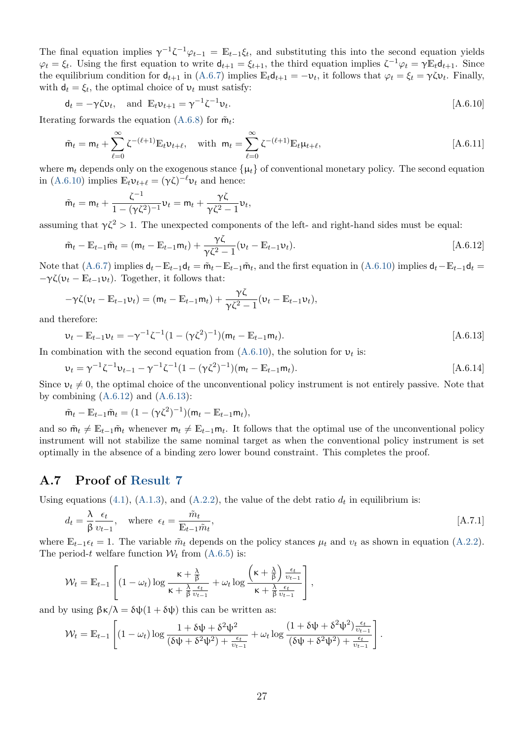The final equation implies $\gamma^{-1}\zeta^{-1}\varphi_{t-1} = \mathbb{E}_{t-1}\xi_t$, and substituting this into the second equation yields $\varphi_t = \xi_t$. Using the first equation to write $\mathsf{d}_{t+1} = \xi_{t+1}$, the third equation implies $\zeta^{-1}\varphi_t = \gamma\mathbb{E}_t\mathsf{d}_{t+1}$. Since the equilibrium condition for $\mathsf{d}_{t+1}$ in (A.6.7) implies $\mathbb{E}_t\mathsf{d}_{t+1} = -\upsilon_t$, it follows that $\varphi_t = \xi_t = \gamma\zeta\upsilon_t$. Finally, with $\mathsf{d}_t = \xi_t$, the optimal choice of $\upsilon_t$ must satisfy:

$$\mathsf{d}_t = -\gamma\zeta\upsilon_t, \quad \text{and } \mathbb{E}_t\upsilon_{t+1} = \gamma^{-1}\zeta^{-1}\upsilon_t. \tag{A.6.10}$$

Iterating forwards the equation (A.6.8) for $\tilde{\mathsf{m}}_t$:

$$\tilde{\mathsf{m}}_t = \mathsf{m}_t + \sum_{\ell=0}^{\infty}\zeta^{-(\ell+1)}\mathbb{E}_t\upsilon_{t+\ell}, \quad \text{with } \mathsf{m}_t = \sum_{\ell=0}^{\infty}\zeta^{-(\ell+1)}\mathbb{E}_t\mu_{t+\ell}, \tag{A.6.11}$$

where $\mathsf{m}_t$ depends only on the exogenous stance $\{\mu_t\}$ of conventional monetary policy. The second equation in (A.6.10) implies $\mathbb{E}_t\upsilon_{t+\ell} = (\gamma\zeta)^{-\ell}\upsilon_t$ and hence:

$$\tilde{\mathsf{m}}_t = \mathsf{m}_t + \frac{\zeta^{-1}}{1-(\gamma\zeta^2)^{-1}}\upsilon_t = \mathsf{m}_t + \frac{\gamma\zeta}{\gamma\zeta^2 - 1}\upsilon_t,$$

assuming that $\gamma\zeta^2 > 1$. The unexpected components of the left- and right-hand sides must be equal:

$$\tilde{\mathsf{m}}_t - \mathbb{E}_{t-1}\tilde{\mathsf{m}}_t = (\mathsf{m}_t - \mathbb{E}_{t-1}\mathsf{m}_t) + \frac{\gamma\zeta}{\gamma\zeta^2-1}(\upsilon_t - \mathbb{E}_{t-1}\upsilon_t). \tag{A.6.12}$$

Note that (A.6.7) implies $\mathsf{d}_t - \mathbb{E}_{t-1}\mathsf{d}_t = \tilde{\mathsf{m}}_t - \mathbb{E}_{t-1}\tilde{\mathsf{m}}_t$, and the first equation in (A.6.10) implies $\mathsf{d}_t - \mathbb{E}_{t-1}\mathsf{d}_t = -\gamma\zeta(\upsilon_t - \mathbb{E}_{t-1}\upsilon_t)$. Together, it follows that:

$$-\gamma\zeta(\upsilon_t - \mathbb{E}_{t-1}\upsilon_t) = (\mathsf{m}_t - \mathbb{E}_{t-1}\mathsf{m}_t) + \frac{\gamma\zeta}{\gamma\zeta^2-1}(\upsilon_t - \mathbb{E}_{t-1}\upsilon_t),$$

and therefore:

$$\upsilon_t - \mathbb{E}_{t-1}\upsilon_t = -\gamma^{-1}\zeta^{-1}(1-(\gamma\zeta^2)^{-1})(\mathsf{m}_t - \mathbb{E}_{t-1}\mathsf{m}_t). \tag{A.6.13}$$

In combination with the second equation from (A.6.10), the solution for $\upsilon_t$ is:

$$\upsilon_t = \gamma^{-1}\zeta^{-1}\upsilon_{t-1} - \gamma^{-1}\zeta^{-1}(1-(\gamma\zeta^2)^{-1})(\mathsf{m}_t - \mathbb{E}_{t-1}\mathsf{m}_t). \tag{A.6.14}$$

Since $\upsilon_t \neq 0$, the optimal choice of the unconventional policy instrument is not entirely passive. Note that by combining (A.6.12) and (A.6.13):

$$\tilde{\mathsf{m}}_t - \mathbb{E}_{t-1}\tilde{\mathsf{m}}_t = (1-(\gamma\zeta^2)^{-1})(\mathsf{m}_t - \mathbb{E}_{t-1}\mathsf{m}_t),$$

and so $\tilde{\mathsf{m}}_t \neq \mathbb{E}_{t-1}\tilde{\mathsf{m}}_t$ whenever $\mathsf{m}_t \neq \mathbb{E}_{t-1}\mathsf{m}_t$. It follows that the optimal use of the unconventional policy instrument will not stabilize the same nominal target as when the conventional policy instrument is set optimally in the absence of a binding zero lower bound constraint. This completes the proof.

## A.7 Proof of Result 7

Using equations (4.1), (A.1.3), and (A.2.2), the value of the debt ratio $d_t$ in equilibrium is:

$$d_t = \frac{\lambda}{\beta}\frac{\epsilon_t}{\upsilon_{t-1}}, \quad \text{where } \epsilon_t = \frac{\tilde{m}_t}{\mathbb{E}_{t-1}\tilde{m}_t}, \tag{A.7.1}$$

where $\mathbb{E}_{t-1}\epsilon_t = 1$. The variable $\tilde{m}_t$ depends on the policy stances $\mu_t$ and $\upsilon_t$ as shown in equation (A.2.2). The period-$t$ welfare function $\mathcal{W}_t$ from (A.6.5) is:

$$\mathcal{W}_t = \mathbb{E}_{t-1}\left[(1-\omega_t)\log\frac{\kappa + \frac{\lambda}{\beta}}{\kappa + \frac{\lambda}{\beta}\frac{\epsilon_t}{\upsilon_{t-1}}} + \omega_t\log\frac{\left(\kappa+\frac{\lambda}{\beta}\right)\frac{\epsilon_t}{\upsilon_{t-1}}}{\kappa + \frac{\lambda}{\beta}\frac{\epsilon_t}{\upsilon_{t-1}}}\right],$$

and by using $\beta\kappa/\lambda = \delta\psi(1+\delta\psi)$ this can be written as:

$$\mathcal{W}_t = \mathbb{E}_{t-1}\left[(1-\omega_t)\log\frac{1+\delta\psi+\delta^2\psi^2}{(\delta\psi+\delta^2\psi^2)+\frac{\epsilon_t}{\upsilon_{t-1}}} + \omega_t\log\frac{(1+\delta\psi+\delta^2\psi^2)\frac{\epsilon_t}{\upsilon_{t-1}}}{(\delta\psi+\delta^2\psi^2)+\frac{\epsilon_t}{\upsilon_{t-1}}}\right].$$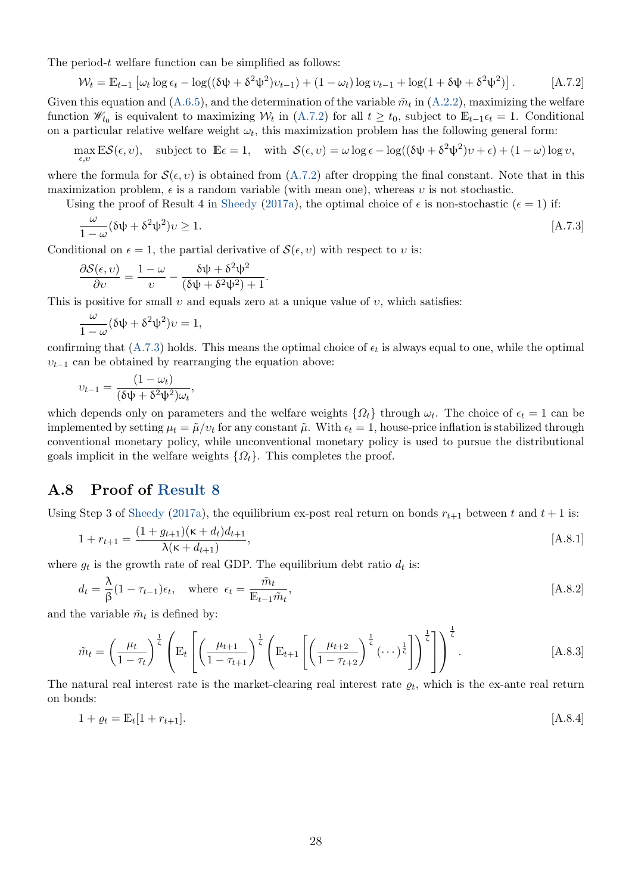The period-$t$ welfare function can be simplified as follows:

$$\mathcal{W}_t = \mathbb{E}_{t-1}\left[\omega_t \log \epsilon_t - \log((\delta\psi + \delta^2\psi^2)\upsilon_{t-1}) + (1-\omega_t)\log \upsilon_{t-1} + \log(1 + \delta\psi + \delta^2\psi^2)\right]. \tag{A.7.2}$$

Given this equation and (A.6.5), and the determination of the variable $\tilde{m}_t$ in (A.2.2), maximizing the welfare function $\mathscr{W}_{t_0}$ is equivalent to maximizing $\mathcal{W}_t$ in (A.7.2) for all $t \geq t_0$, subject to $\mathbb{E}_{t-1}\epsilon_t = 1$. Conditional on a particular relative welfare weight $\omega_t$, this maximization problem has the following general form:

$$\max_{\epsilon,\upsilon} \mathbb{E}\mathcal{S}(\epsilon,\upsilon), \quad \text{subject to } \mathbb{E}\epsilon = 1, \quad \text{with } \mathcal{S}(\epsilon,\upsilon) = \omega \log \epsilon - \log((\delta\psi + \delta^2\psi^2)\upsilon + \epsilon) + (1-\omega)\log \upsilon,$$

where the formula for $\mathcal{S}(\epsilon,\upsilon)$ is obtained from (A.7.2) after dropping the final constant. Note that in this maximization problem, $\epsilon$ is a random variable (with mean one), whereas $\upsilon$ is not stochastic.

Using the proof of Result 4 in Sheedy (2017a), the optimal choice of $\epsilon$ is non-stochastic ($\epsilon = 1$) if:

$$\frac{\omega}{1-\omega}(\delta\psi + \delta^2\psi^2)\upsilon \geq 1. \tag{A.7.3}$$

Conditional on $\epsilon = 1$, the partial derivative of $\mathcal{S}(\epsilon,\upsilon)$ with respect to $\upsilon$ is:

$$\frac{\partial \mathcal{S}(\epsilon,\upsilon)}{\partial \upsilon} = \frac{1-\omega}{\upsilon} - \frac{\delta\psi + \delta^2\psi^2}{(\delta\psi + \delta^2\psi^2) + 1}.$$

This is positive for small $\upsilon$ and equals zero at a unique value of $\upsilon$, which satisfies:

$$\frac{\omega}{1-\omega}(\delta\psi + \delta^2\psi^2)\upsilon = 1,$$

confirming that (A.7.3) holds. This means the optimal choice of $\epsilon_t$ is always equal to one, while the optimal $\upsilon_{t-1}$ can be obtained by rearranging the equation above:

$$\upsilon_{t-1} = \frac{(1-\omega_t)}{(\delta\psi + \delta^2\psi^2)\omega_t},$$

which depends only on parameters and the welfare weights $\{\Omega_t\}$ through $\omega_t$. The choice of $\epsilon_t = 1$ can be implemented by setting $\mu_t = \tilde{\mu}/\upsilon_t$ for any constant $\tilde{\mu}$. With $\epsilon_t = 1$, house-price inflation is stabilized through conventional monetary policy, while unconventional monetary policy is used to pursue the distributional goals implicit in the welfare weights $\{\Omega_t\}$. This completes the proof.

## A.8 Proof of Result 8

Using Step 3 of Sheedy (2017a), the equilibrium ex-post real return on bonds $r_{t+1}$ between $t$ and $t+1$ is:

$$1 + r_{t+1} = \frac{(1+g_{t+1})(\kappa + d_t)d_{t+1}}{\lambda(\kappa + d_{t+1})}, \tag{A.8.1}$$

where $g_t$ is the growth rate of real GDP. The equilibrium debt ratio $d_t$ is:

$$d_t = \frac{\lambda}{\beta}(1-\tau_{t-1})\epsilon_t, \quad \text{where } \epsilon_t = \frac{\tilde{m}_t}{\mathbb{E}_{t-1}\tilde{m}_t}, \tag{A.8.2}$$

and the variable $\tilde{m}_t$ is defined by:

$$\tilde{m}_t = \left(\frac{\mu_t}{1-\tau_t}\right)^{\frac{1}{\zeta}}\left(\mathbb{E}_t\left[\left(\frac{\mu_{t+1}}{1-\tau_{t+1}}\right)^{\frac{1}{\zeta}}\left(\mathbb{E}_{t+1}\left[\left(\frac{\mu_{t+2}}{1-\tau_{t+2}}\right)^{\frac{1}{\zeta}}(\cdots)^{\frac{1}{\zeta}}\right]\right)^{\frac{1}{\zeta}}\right]\right)^{\frac{1}{\zeta}}. \tag{A.8.3}$$

The natural real interest rate is the market-clearing real interest rate $\varrho_t$, which is the ex-ante real return on bonds:

$$1 + \varrho_t = \mathbb{E}_t[1 + r_{t+1}]. \tag{A.8.4}$$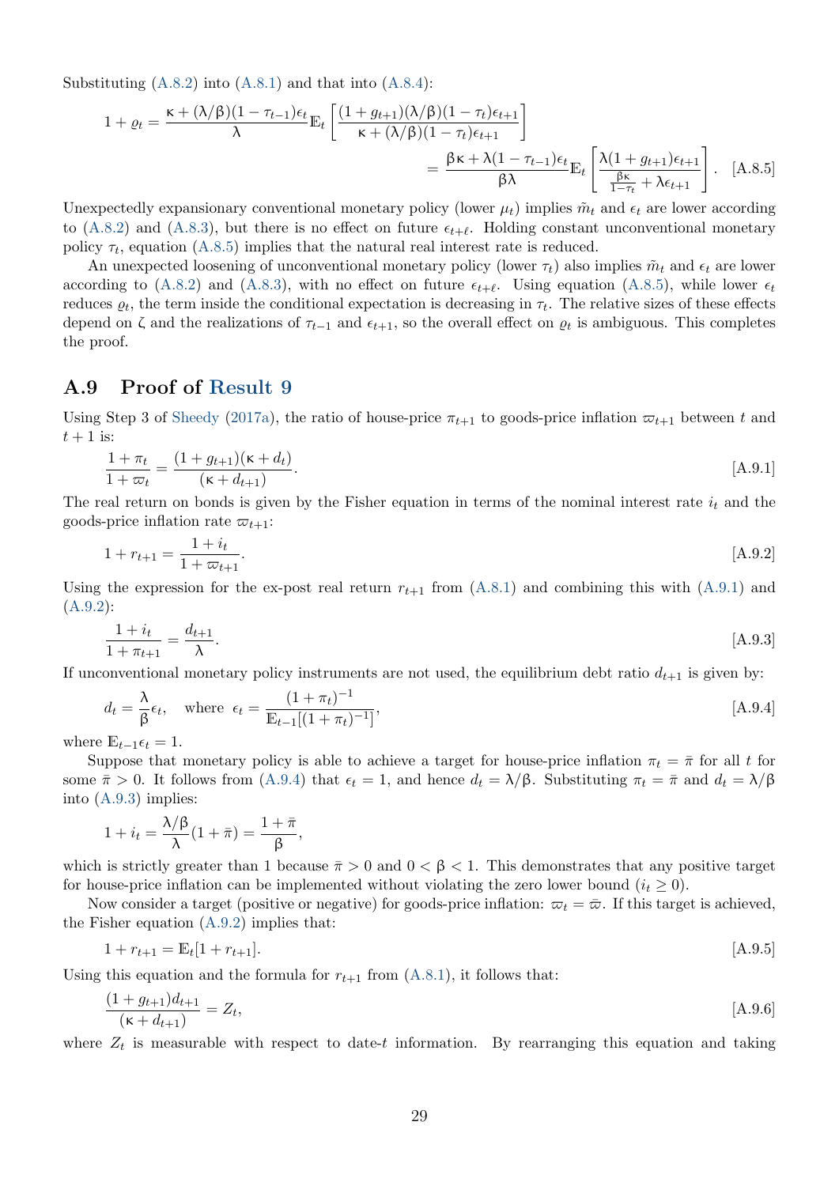Substituting (A.8.2) into (A.8.1) and that into (A.8.4):

$$1+\varrho_t = \frac{\kappa + (\lambda/\beta)(1-\tau_{t-1})\epsilon_t}{\lambda}\mathbb{E}_t\left[\frac{(1+g_{t+1})(\lambda/\beta)(1-\tau_t)\epsilon_{t+1}}{\kappa+(\lambda/\beta)(1-\tau_t)\epsilon_{t+1}}\right]$$

$$= \frac{\beta\kappa + \lambda(1-\tau_{t-1})\epsilon_t}{\beta\lambda}\mathbb{E}_t\left[\frac{\lambda(1+g_{t+1})\epsilon_{t+1}}{\frac{\beta\kappa}{1-\tau_t}+\lambda\epsilon_{t+1}}\right]. \quad \text{[A.8.5]}$$

Unexpectedly expansionary conventional monetary policy (lower $\mu_t$) implies $\tilde{m}_t$ and $\epsilon_t$ are lower according to (A.8.2) and (A.8.3), but there is no effect on future $\epsilon_{t+\ell}$. Holding constant unconventional monetary policy $\tau_t$, equation (A.8.5) implies that the natural real interest rate is reduced.

An unexpected loosening of unconventional monetary policy (lower $\tau_t$) also implies $\tilde{m}_t$ and $\epsilon_t$ are lower according to (A.8.2) and (A.8.3), with no effect on future $\epsilon_{t+\ell}$. Using equation (A.8.5), while lower $\epsilon_t$ reduces $\varrho_t$, the term inside the conditional expectation is decreasing in $\tau_t$. The relative sizes of these effects depend on $\zeta$ and the realizations of $\tau_{t-1}$ and $\epsilon_{t+1}$, so the overall effect on $\varrho_t$ is ambiguous. This completes the proof.

## A.9 Proof of Result 9

Using Step 3 of Sheedy (2017a), the ratio of house-price $\pi_{t+1}$ to goods-price inflation $\varpi_{t+1}$ between $t$ and $t+1$ is:

$$\frac{1+\pi_t}{1+\varpi_t} = \frac{(1+g_{t+1})(\kappa+d_t)}{(\kappa+d_{t+1})}. \quad \text{[A.9.1]}$$

The real return on bonds is given by the Fisher equation in terms of the nominal interest rate $i_t$ and the goods-price inflation rate $\varpi_{t+1}$:

$$1+r_{t+1} = \frac{1+i_t}{1+\varpi_{t+1}}. \quad \text{[A.9.2]}$$

Using the expression for the ex-post real return $r_{t+1}$ from (A.8.1) and combining this with (A.9.1) and (A.9.2):

$$\frac{1+i_t}{1+\pi_{t+1}} = \frac{d_{t+1}}{\lambda}. \quad \text{[A.9.3]}$$

If unconventional monetary policy instruments are not used, the equilibrium debt ratio $d_{t+1}$ is given by:

$$d_t = \frac{\lambda}{\beta}\epsilon_t, \quad \text{where } \epsilon_t = \frac{(1+\pi_t)^{-1}}{\mathbb{E}_{t-1}[(1+\pi_t)^{-1}]}, \quad \text{[A.9.4]}$$

where $\mathbb{E}_{t-1}\epsilon_t = 1$.

Suppose that monetary policy is able to achieve a target for house-price inflation $\pi_t = \bar{\pi}$ for all $t$ for some $\bar{\pi} > 0$. It follows from (A.9.4) that $\epsilon_t = 1$, and hence $d_t = \lambda/\beta$. Substituting $\pi_t = \bar{\pi}$ and $d_t = \lambda/\beta$ into (A.9.3) implies:

$$1+i_t = \frac{\lambda/\beta}{\lambda}(1+\bar{\pi}) = \frac{1+\bar{\pi}}{\beta},$$

which is strictly greater than 1 because $\bar{\pi} > 0$ and $0 < \beta < 1$. This demonstrates that any positive target for house-price inflation can be implemented without violating the zero lower bound ($i_t \geq 0$).

Now consider a target (positive or negative) for goods-price inflation: $\varpi_t = \bar{\varpi}$. If this target is achieved, the Fisher equation (A.9.2) implies that:

$$1+r_{t+1} = \mathbb{E}_t[1+r_{t+1}]. \quad \text{[A.9.5]}$$

Using this equation and the formula for $r_{t+1}$ from (A.8.1), it follows that:

$$\frac{(1+g_{t+1})d_{t+1}}{(\kappa+d_{t+1})} = Z_t, \quad \text{[A.9.6]}$$

where $Z_t$ is measurable with respect to date-$t$ information. By rearranging this equation and taking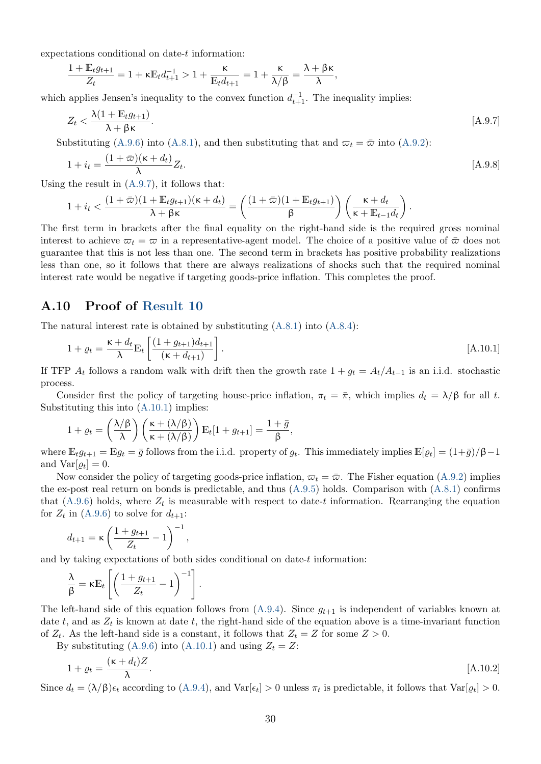expectations conditional on date-$t$ information:

$$\frac{1+\mathbb{E}_t g_{t+1}}{Z_t} = 1 + \kappa \mathbb{E}_t d_{t+1}^{-1} > 1 + \frac{\kappa}{\mathbb{E}_t d_{t+1}} = 1 + \frac{\kappa}{\lambda/\beta} = \frac{\lambda + \beta\kappa}{\lambda},$$

which applies Jensen's inequality to the convex function $d_{t+1}^{-1}$. The inequality implies:

$$Z_t < \frac{\lambda(1+\mathbb{E}_t g_{t+1})}{\lambda + \beta\kappa}. \tag{A.9.7}$$

Substituting (A.9.6) into (A.8.1), and then substituting that and $\varpi_t = \bar{\varpi}$ into (A.9.2):

$$1 + i_t = \frac{(1+\bar{\varpi})(\kappa + d_t)}{\lambda} Z_t. \tag{A.9.8}$$

Using the result in (A.9.7), it follows that:

$$1 + i_t < \frac{(1+\bar{\varpi})(1+\mathbb{E}_t g_{t+1})(\kappa + d_t)}{\lambda + \beta\kappa} = \left(\frac{(1+\bar{\varpi})(1+\mathbb{E}_t g_{t+1})}{\beta}\right)\left(\frac{\kappa + d_t}{\kappa + \mathbb{E}_{t-1} d_t}\right).$$

The first term in brackets after the final equality on the right-hand side is the required gross nominal interest to achieve $\varpi_t = \varpi$ in a representative-agent model. The choice of a positive value of $\bar{\varpi}$ does not guarantee that this is not less than one. The second term in brackets has positive probability realizations less than one, so it follows that there are always realizations of shocks such that the required nominal interest rate would be negative if targeting goods-price inflation. This completes the proof.

## A.10 Proof of Result 10

The natural interest rate is obtained by substituting (A.8.1) into (A.8.4):

$$1 + \varrho_t = \frac{\kappa + d_t}{\lambda} \mathbb{E}_t \left[\frac{(1+g_{t+1}) d_{t+1}}{(\kappa + d_{t+1})}\right]. \tag{A.10.1}$$

If TFP $A_t$ follows a random walk with drift then the growth rate $1 + g_t = A_t / A_{t-1}$ is an i.i.d. stochastic process.

Consider first the policy of targeting house-price inflation, $\pi_t = \bar{\pi}$, which implies $d_t = \lambda/\beta$ for all $t$. Substituting this into (A.10.1) implies:

$$1 + \varrho_t = \left(\frac{\lambda/\beta}{\lambda}\right)\left(\frac{\kappa + (\lambda/\beta)}{\kappa + (\lambda/\beta)}\right)\mathbb{E}_t[1 + g_{t+1}] = \frac{1+\bar{g}}{\beta},$$

where $\mathbb{E}_t g_{t+1} = \mathbb{E} g_t = \bar{g}$ follows from the i.i.d. property of $g_t$. This immediately implies $\mathbb{E}[\varrho_t] = (1+\bar{g})/\beta - 1$ and $\text{Var}[\varrho_t] = 0$.

Now consider the policy of targeting goods-price inflation, $\varpi_t = \bar{\varpi}$. The Fisher equation (A.9.2) implies the ex-post real return on bonds is predictable, and thus (A.9.5) holds. Comparison with (A.8.1) confirms that (A.9.6) holds, where $Z_t$ is measurable with respect to date-$t$ information. Rearranging the equation for $Z_t$ in (A.9.6) to solve for $d_{t+1}$:

$$d_{t+1} = \kappa \left(\frac{1+g_{t+1}}{Z_t} - 1\right)^{-1},$$

and by taking expectations of both sides conditional on date-$t$ information:

$$\frac{\lambda}{\beta} = \kappa \mathbb{E}_t \left[\left(\frac{1+g_{t+1}}{Z_t} - 1\right)^{-1}\right].$$

The left-hand side of this equation follows from (A.9.4). Since $g_{t+1}$ is independent of variables known at date $t$, and as $Z_t$ is known at date $t$, the right-hand side of the equation above is a time-invariant function of $Z_t$. As the left-hand side is a constant, it follows that $Z_t = Z$ for some $Z > 0$.

By substituting (A.9.6) into (A.10.1) and using $Z_t = Z$:

$$1 + \varrho_t = \frac{(\kappa + d_t)Z}{\lambda}. \tag{A.10.2}$$

Since $d_t = (\lambda/\beta)\epsilon_t$ according to (A.9.4), and $\text{Var}[\epsilon_t] > 0$ unless $\pi_t$ is predictable, it follows that $\text{Var}[\varrho_t] > 0$.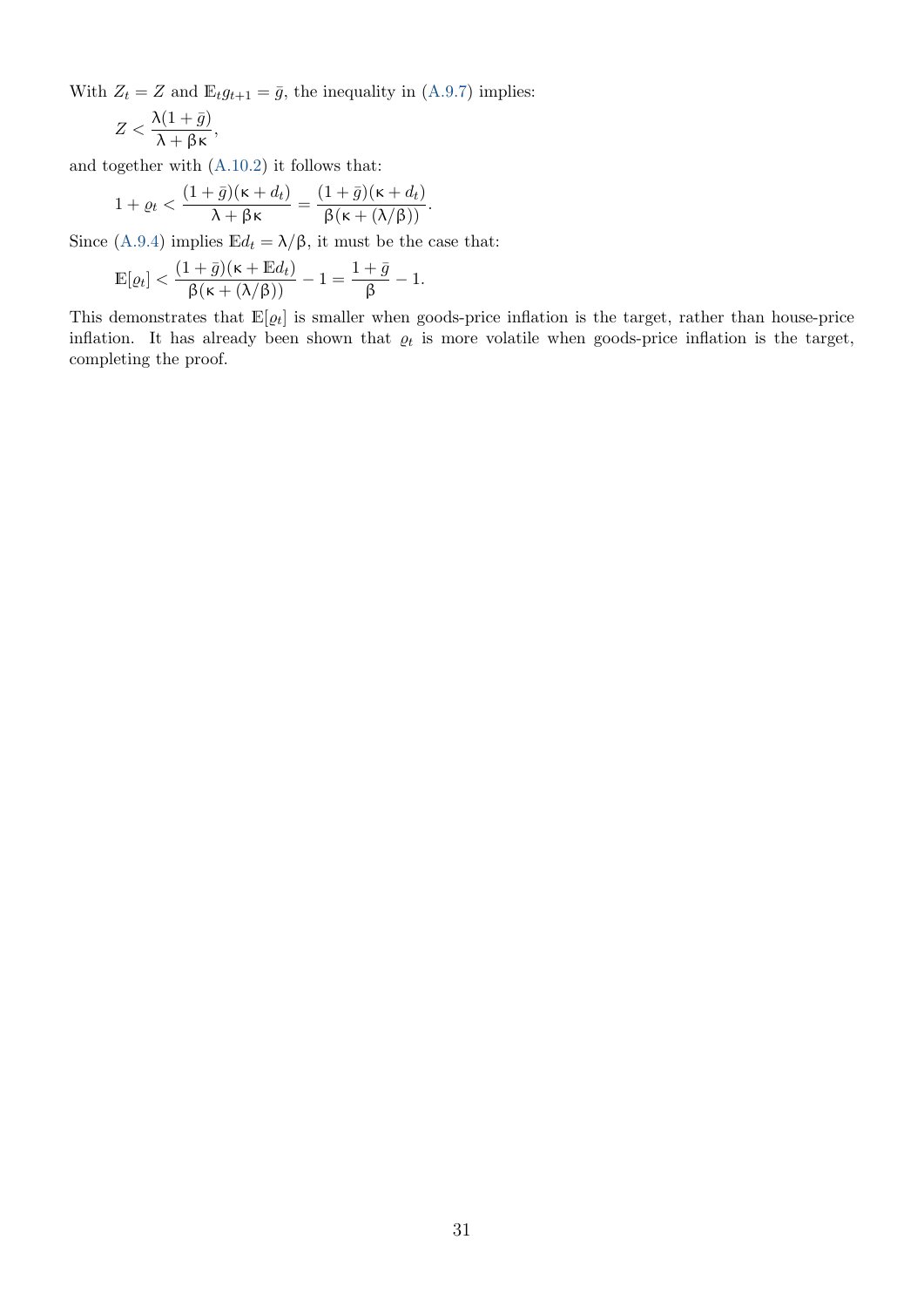With $Z_t = Z$ and $\mathbb{E}_t g_{t+1} = \bar{g}$, the inequality in (A.9.7) implies:

$$Z < \frac{\lambda(1+\bar{g})}{\lambda + \beta\kappa},$$

and together with (A.10.2) it follows that:

$$1 + \varrho_t < \frac{(1+\bar{g})(\kappa + d_t)}{\lambda + \beta\kappa} = \frac{(1+\bar{g})(\kappa + d_t)}{\beta(\kappa + (\lambda/\beta))}.$$

Since (A.9.4) implies $\mathbb{E}d_t = \lambda/\beta$, it must be the case that:

$$\mathbb{E}[\varrho_t] < \frac{(1+\bar{g})(\kappa + \mathbb{E}d_t)}{\beta(\kappa + (\lambda/\beta))} - 1 = \frac{1+\bar{g}}{\beta} - 1.$$

This demonstrates that $\mathbb{E}[\varrho_t]$ is smaller when goods-price inflation is the target, rather than house-price inflation. It has already been shown that $\varrho_t$ is more volatile when goods-price inflation is the target, completing the proof.